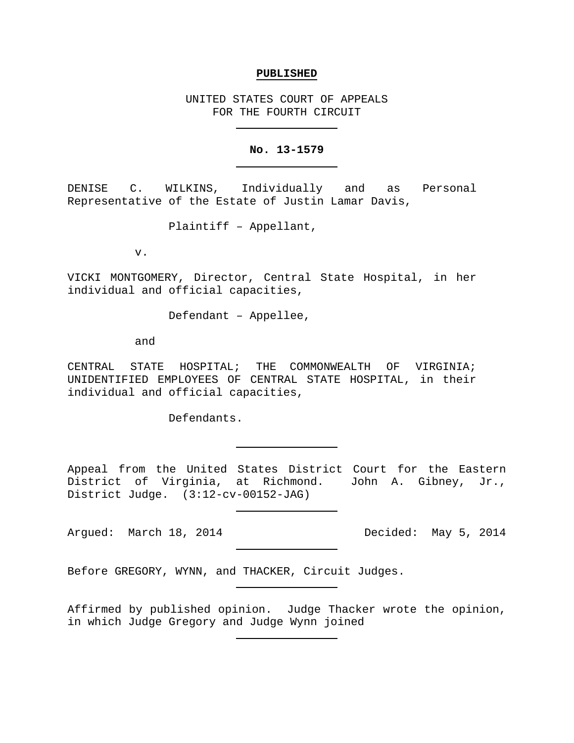**PUBLISHED**

UNITED STATES COURT OF APPEALS
FOR THE FOURTH CIRCUIT

---

**No. 13-1579**

---

DENISE C. WILKINS, Individually and as Personal Representative of the Estate of Justin Lamar Davis,

Plaintiff – Appellant,

v.

VICKI MONTGOMERY, Director, Central State Hospital, in her individual and official capacities,

Defendant – Appellee,

and

CENTRAL STATE HOSPITAL; THE COMMONWEALTH OF VIRGINIA; UNIDENTIFIED EMPLOYEES OF CENTRAL STATE HOSPITAL, in their individual and official capacities,

Defendants.

---

Appeal from the United States District Court for the Eastern District of Virginia, at Richmond. John A. Gibney, Jr., District Judge. (3:12-cv-00152-JAG)

---

Argued: March 18, 2014 Decided: May 5, 2014

---

Before GREGORY, WYNN, and THACKER, Circuit Judges.

---

Affirmed by published opinion. Judge Thacker wrote the opinion, in which Judge Gregory and Judge Wynn joined

---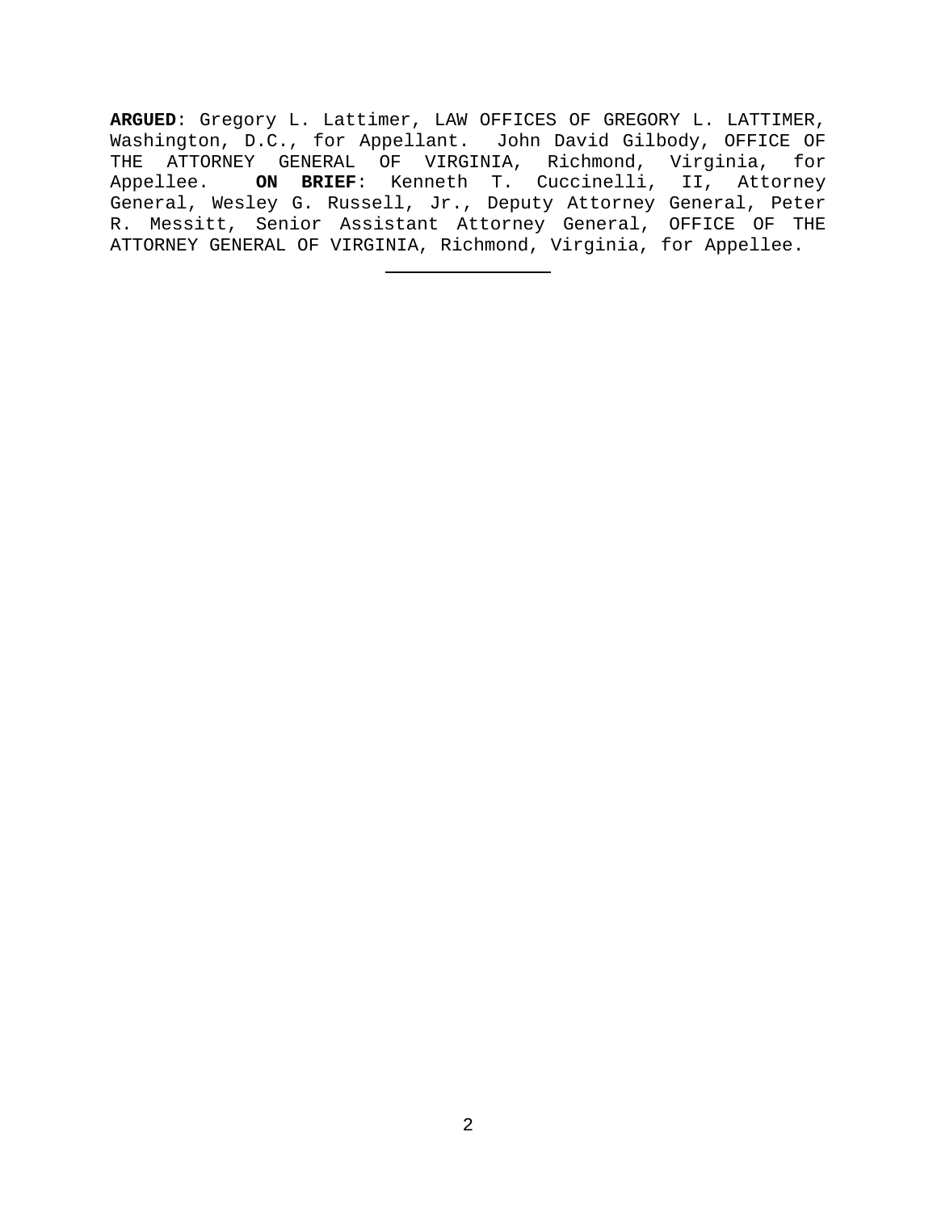**ARGUED**: Gregory L. Lattimer, LAW OFFICES OF GREGORY L. LATTIMER, Washington, D.C., for Appellant. John David Gilbody, OFFICE OF THE ATTORNEY GENERAL OF VIRGINIA, Richmond, Virginia, for Appellee. **ON BRIEF**: Kenneth T. Cuccinelli, II, Attorney General, Wesley G. Russell, Jr., Deputy Attorney General, Peter R. Messitt, Senior Assistant Attorney General, OFFICE OF THE ATTORNEY GENERAL OF VIRGINIA, Richmond, Virginia, for Appellee.

---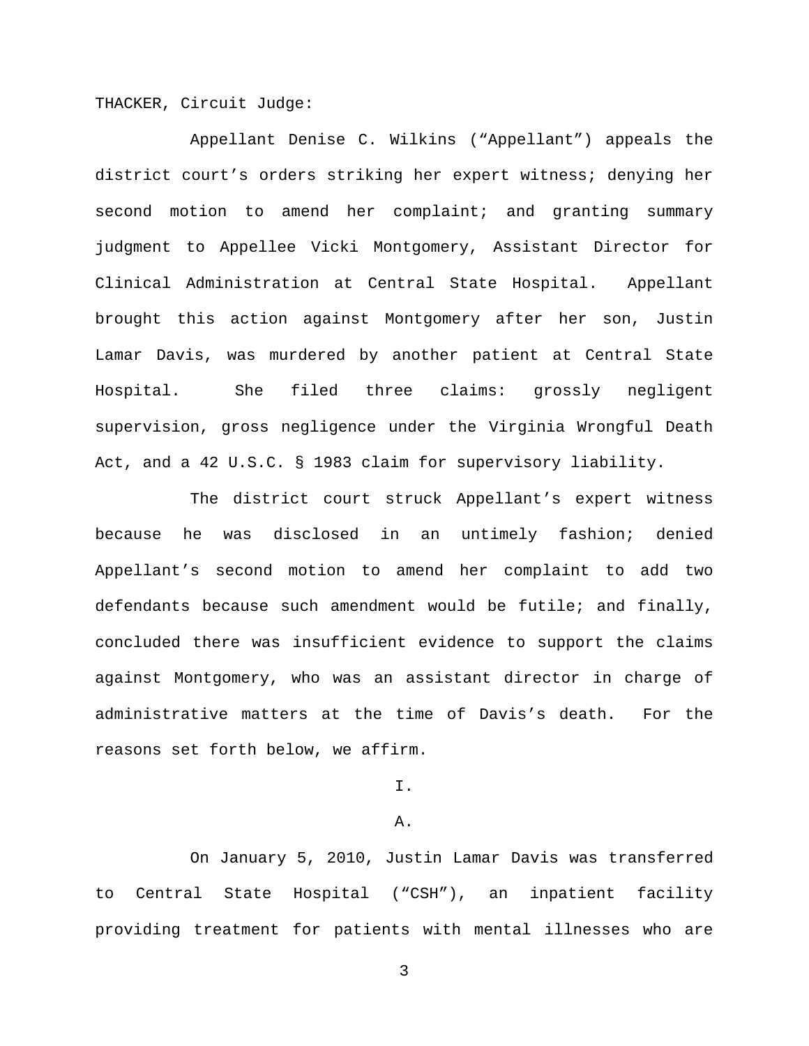THACKER, Circuit Judge:

Appellant Denise C. Wilkins ("Appellant") appeals the district court's orders striking her expert witness; denying her second motion to amend her complaint; and granting summary judgment to Appellee Vicki Montgomery, Assistant Director for Clinical Administration at Central State Hospital. Appellant brought this action against Montgomery after her son, Justin Lamar Davis, was murdered by another patient at Central State Hospital. She filed three claims: grossly negligent supervision, gross negligence under the Virginia Wrongful Death Act, and a 42 U.S.C. § 1983 claim for supervisory liability.

The district court struck Appellant's expert witness because he was disclosed in an untimely fashion; denied Appellant's second motion to amend her complaint to add two defendants because such amendment would be futile; and finally, concluded there was insufficient evidence to support the claims against Montgomery, who was an assistant director in charge of administrative matters at the time of Davis's death. For the reasons set forth below, we affirm.

# I.

## A.

On January 5, 2010, Justin Lamar Davis was transferred to Central State Hospital ("CSH"), an inpatient facility providing treatment for patients with mental illnesses who are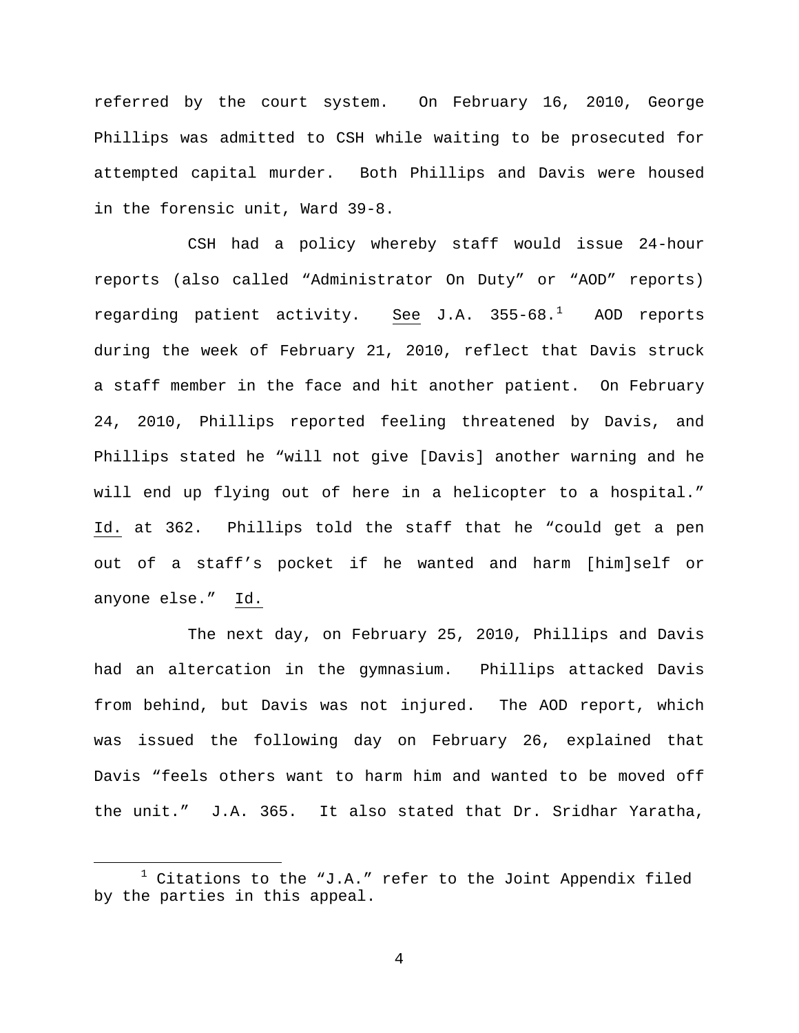referred by the court system. On February 16, 2010, George Phillips was admitted to CSH while waiting to be prosecuted for attempted capital murder. Both Phillips and Davis were housed in the forensic unit, Ward 39-8.

CSH had a policy whereby staff would issue 24-hour reports (also called "Administrator On Duty" or "AOD" reports) regarding patient activity. See J.A. 355-68.[1] AOD reports during the week of February 21, 2010, reflect that Davis struck a staff member in the face and hit another patient. On February 24, 2010, Phillips reported feeling threatened by Davis, and Phillips stated he "will not give [Davis] another warning and he will end up flying out of here in a helicopter to a hospital." Id. at 362. Phillips told the staff that he "could get a pen out of a staff's pocket if he wanted and harm [him]self or anyone else." Id.

The next day, on February 25, 2010, Phillips and Davis had an altercation in the gymnasium. Phillips attacked Davis from behind, but Davis was not injured. The AOD report, which was issued the following day on February 26, explained that Davis "feels others want to harm him and wanted to be moved off the unit." J.A. 365. It also stated that Dr. Sridhar Yaratha,

[1] Citations to the "J.A." refer to the Joint Appendix filed by the parties in this appeal.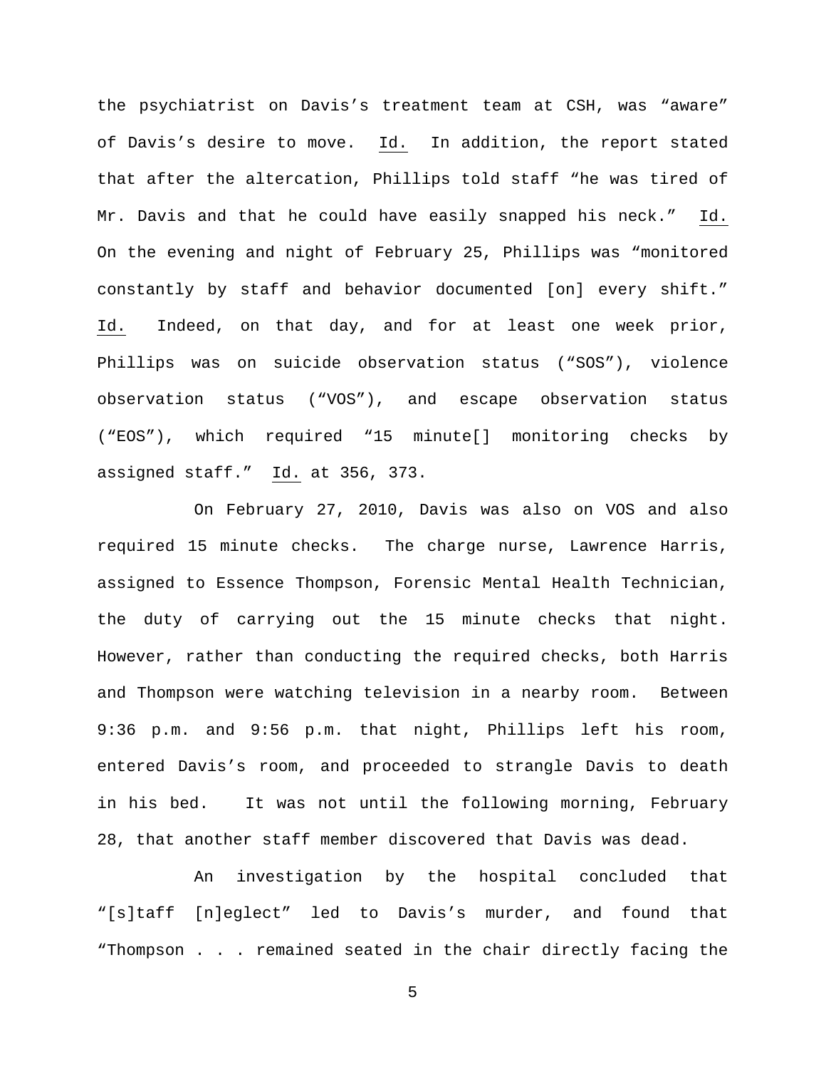the psychiatrist on Davis's treatment team at CSH, was "aware" of Davis's desire to move. Id. In addition, the report stated that after the altercation, Phillips told staff "he was tired of Mr. Davis and that he could have easily snapped his neck." Id. On the evening and night of February 25, Phillips was "monitored constantly by staff and behavior documented [on] every shift." Id. Indeed, on that day, and for at least one week prior, Phillips was on suicide observation status ("SOS"), violence observation status ("VOS"), and escape observation status ("EOS"), which required "15 minute[] monitoring checks by assigned staff." Id. at 356, 373.

On February 27, 2010, Davis was also on VOS and also required 15 minute checks. The charge nurse, Lawrence Harris, assigned to Essence Thompson, Forensic Mental Health Technician, the duty of carrying out the 15 minute checks that night. However, rather than conducting the required checks, both Harris and Thompson were watching television in a nearby room. Between 9:36 p.m. and 9:56 p.m. that night, Phillips left his room, entered Davis's room, and proceeded to strangle Davis to death in his bed. It was not until the following morning, February 28, that another staff member discovered that Davis was dead.

An investigation by the hospital concluded that "[s]taff [n]eglect" led to Davis's murder, and found that "Thompson . . . remained seated in the chair directly facing the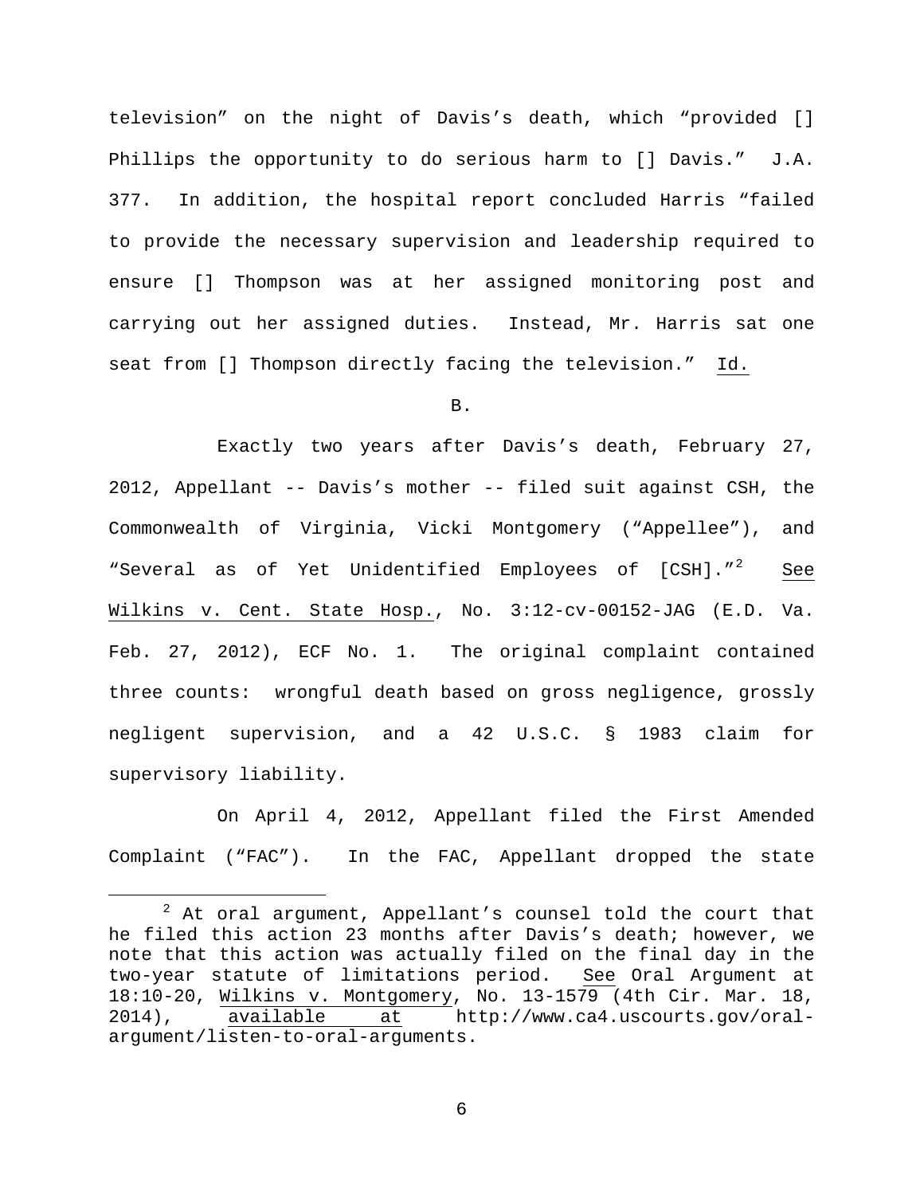television" on the night of Davis's death, which "provided [] Phillips the opportunity to do serious harm to [] Davis." J.A. 377. In addition, the hospital report concluded Harris "failed to provide the necessary supervision and leadership required to ensure [] Thompson was at her assigned monitoring post and carrying out her assigned duties. Instead, Mr. Harris sat one seat from [] Thompson directly facing the television." Id.

B.

Exactly two years after Davis's death, February 27, 2012, Appellant -- Davis's mother -- filed suit against CSH, the Commonwealth of Virginia, Vicki Montgomery ("Appellee"), and "Several as of Yet Unidentified Employees of [CSH]."[2] See Wilkins v. Cent. State Hosp., No. 3:12-cv-00152-JAG (E.D. Va. Feb. 27, 2012), ECF No. 1. The original complaint contained three counts: wrongful death based on gross negligence, grossly negligent supervision, and a 42 U.S.C. § 1983 claim for supervisory liability.

On April 4, 2012, Appellant filed the First Amended Complaint ("FAC"). In the FAC, Appellant dropped the state

[2] At oral argument, Appellant's counsel told the court that he filed this action 23 months after Davis's death; however, we note that this action was actually filed on the final day in the two-year statute of limitations period. See Oral Argument at 18:10-20, Wilkins v. Montgomery, No. 13-1579 (4th Cir. Mar. 18, 2014), available at http://www.ca4.uscourts.gov/oral-argument/listen-to-oral-arguments.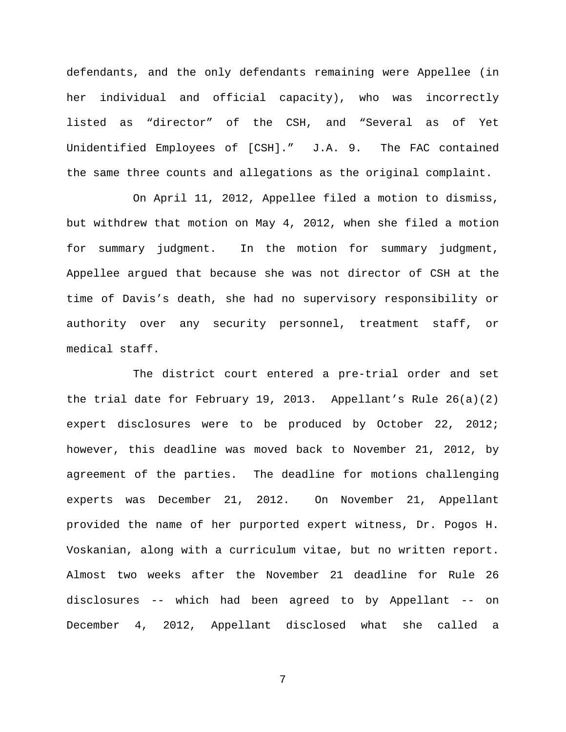defendants, and the only defendants remaining were Appellee (in her individual and official capacity), who was incorrectly listed as "director" of the CSH, and "Several as of Yet Unidentified Employees of [CSH]." J.A. 9. The FAC contained the same three counts and allegations as the original complaint.

On April 11, 2012, Appellee filed a motion to dismiss, but withdrew that motion on May 4, 2012, when she filed a motion for summary judgment. In the motion for summary judgment, Appellee argued that because she was not director of CSH at the time of Davis's death, she had no supervisory responsibility or authority over any security personnel, treatment staff, or medical staff.

The district court entered a pre-trial order and set the trial date for February 19, 2013. Appellant's Rule 26(a)(2) expert disclosures were to be produced by October 22, 2012; however, this deadline was moved back to November 21, 2012, by agreement of the parties. The deadline for motions challenging experts was December 21, 2012. On November 21, Appellant provided the name of her purported expert witness, Dr. Pogos H. Voskanian, along with a curriculum vitae, but no written report. Almost two weeks after the November 21 deadline for Rule 26 disclosures -- which had been agreed to by Appellant -- on December 4, 2012, Appellant disclosed what she called a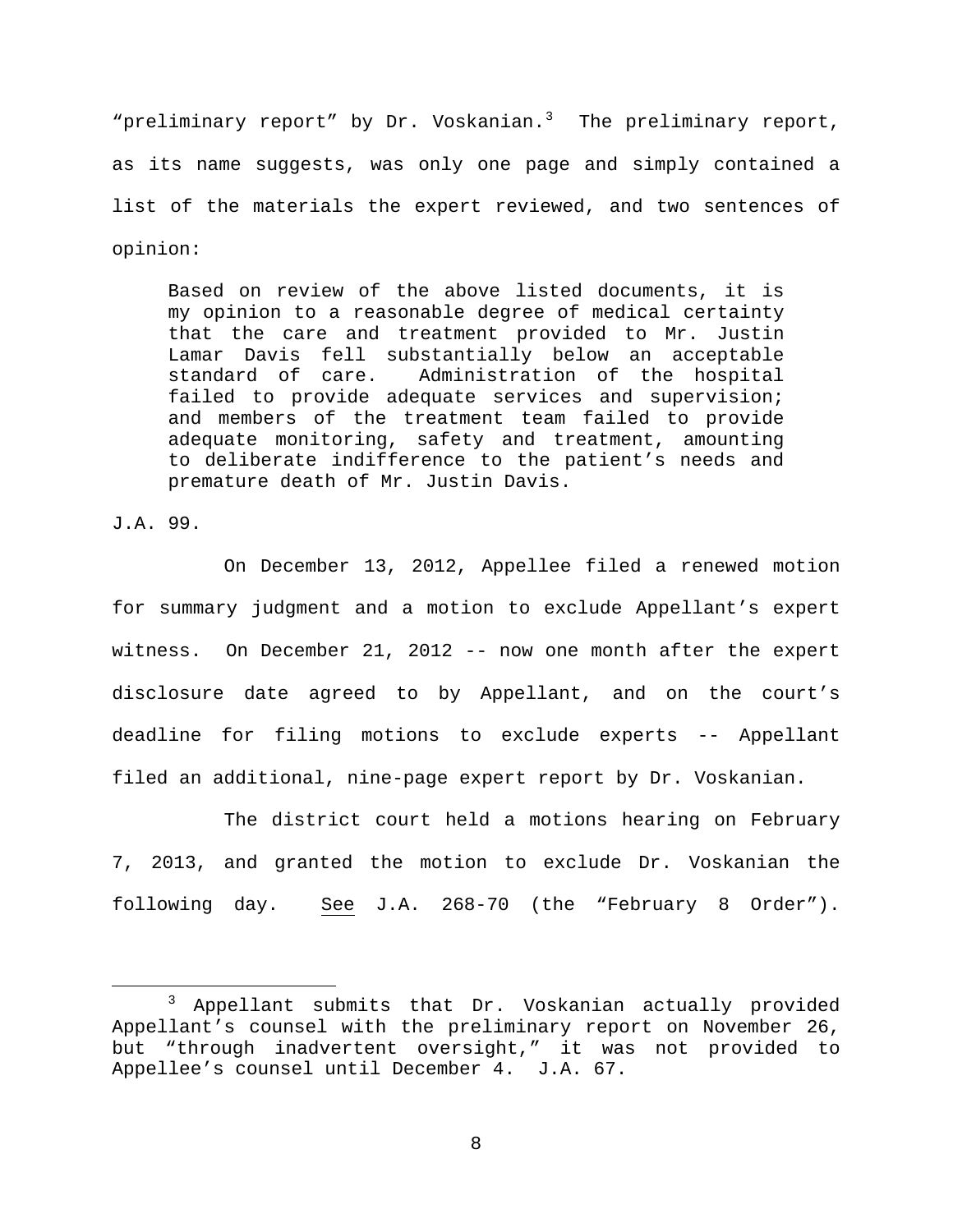"preliminary report" by Dr. Voskanian.[3] The preliminary report, as its name suggests, was only one page and simply contained a list of the materials the expert reviewed, and two sentences of opinion:

> Based on review of the above listed documents, it is my opinion to a reasonable degree of medical certainty that the care and treatment provided to Mr. Justin Lamar Davis fell substantially below an acceptable standard of care. Administration of the hospital failed to provide adequate services and supervision; and members of the treatment team failed to provide adequate monitoring, safety and treatment, amounting to deliberate indifference to the patient's needs and premature death of Mr. Justin Davis.

J.A. 99.

On December 13, 2012, Appellee filed a renewed motion for summary judgment and a motion to exclude Appellant's expert witness. On December 21, 2012 -- now one month after the expert disclosure date agreed to by Appellant, and on the court's deadline for filing motions to exclude experts -- Appellant filed an additional, nine-page expert report by Dr. Voskanian.

The district court held a motions hearing on February 7, 2013, and granted the motion to exclude Dr. Voskanian the following day. See J.A. 268-70 (the "February 8 Order").

[3] Appellant submits that Dr. Voskanian actually provided Appellant's counsel with the preliminary report on November 26, but "through inadvertent oversight," it was not provided to Appellee's counsel until December 4. J.A. 67.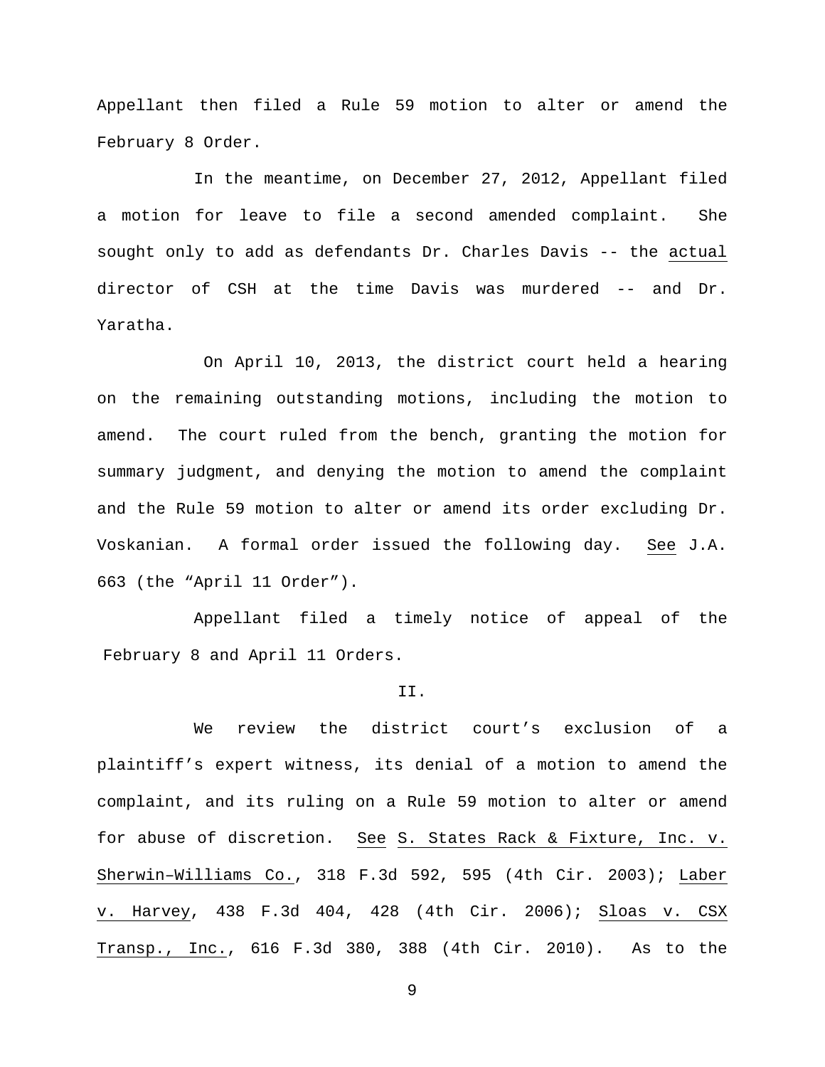Appellant then filed a Rule 59 motion to alter or amend the February 8 Order.

In the meantime, on December 27, 2012, Appellant filed a motion for leave to file a second amended complaint. She sought only to add as defendants Dr. Charles Davis -- the actual director of CSH at the time Davis was murdered -- and Dr. Yaratha.

On April 10, 2013, the district court held a hearing on the remaining outstanding motions, including the motion to amend. The court ruled from the bench, granting the motion for summary judgment, and denying the motion to amend the complaint and the Rule 59 motion to alter or amend its order excluding Dr. Voskanian. A formal order issued the following day. See J.A. 663 (the "April 11 Order").

Appellant filed a timely notice of appeal of the February 8 and April 11 Orders.

## II.

We review the district court's exclusion of a plaintiff's expert witness, its denial of a motion to amend the complaint, and its ruling on a Rule 59 motion to alter or amend for abuse of discretion. See S. States Rack & Fixture, Inc. v. Sherwin–Williams Co., 318 F.3d 592, 595 (4th Cir. 2003); Laber v. Harvey, 438 F.3d 404, 428 (4th Cir. 2006); Sloas v. CSX Transp., Inc., 616 F.3d 380, 388 (4th Cir. 2010). As to the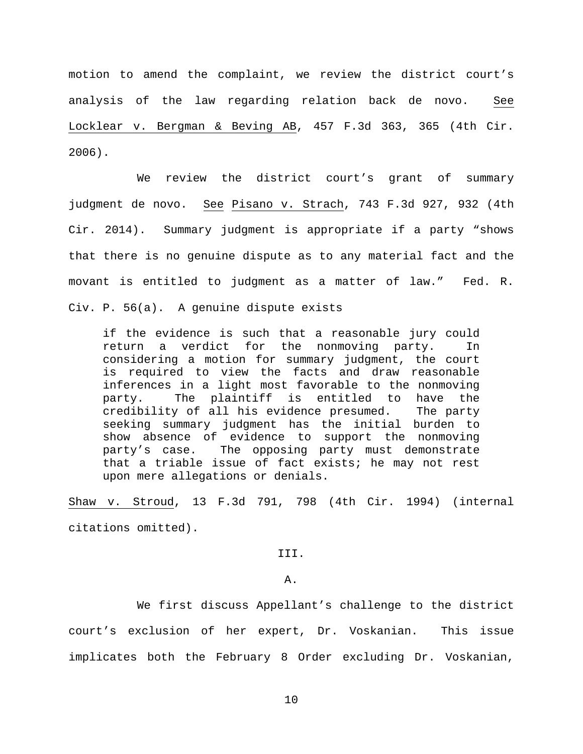motion to amend the complaint, we review the district court's analysis of the law regarding relation back de novo. See Locklear v. Bergman & Beving AB, 457 F.3d 363, 365 (4th Cir. 2006).

We review the district court's grant of summary judgment de novo. See Pisano v. Strach, 743 F.3d 927, 932 (4th Cir. 2014). Summary judgment is appropriate if a party "shows that there is no genuine dispute as to any material fact and the movant is entitled to judgment as a matter of law." Fed. R. Civ. P. 56(a). A genuine dispute exists

> if the evidence is such that a reasonable jury could return a verdict for the nonmoving party. In considering a motion for summary judgment, the court is required to view the facts and draw reasonable inferences in a light most favorable to the nonmoving party. The plaintiff is entitled to have the credibility of all his evidence presumed. The party seeking summary judgment has the initial burden to show absence of evidence to support the nonmoving party's case. The opposing party must demonstrate that a triable issue of fact exists; he may not rest upon mere allegations or denials.

Shaw v. Stroud, 13 F.3d 791, 798 (4th Cir. 1994) (internal citations omitted).

## III.

### A.

We first discuss Appellant's challenge to the district court's exclusion of her expert, Dr. Voskanian. This issue implicates both the February 8 Order excluding Dr. Voskanian,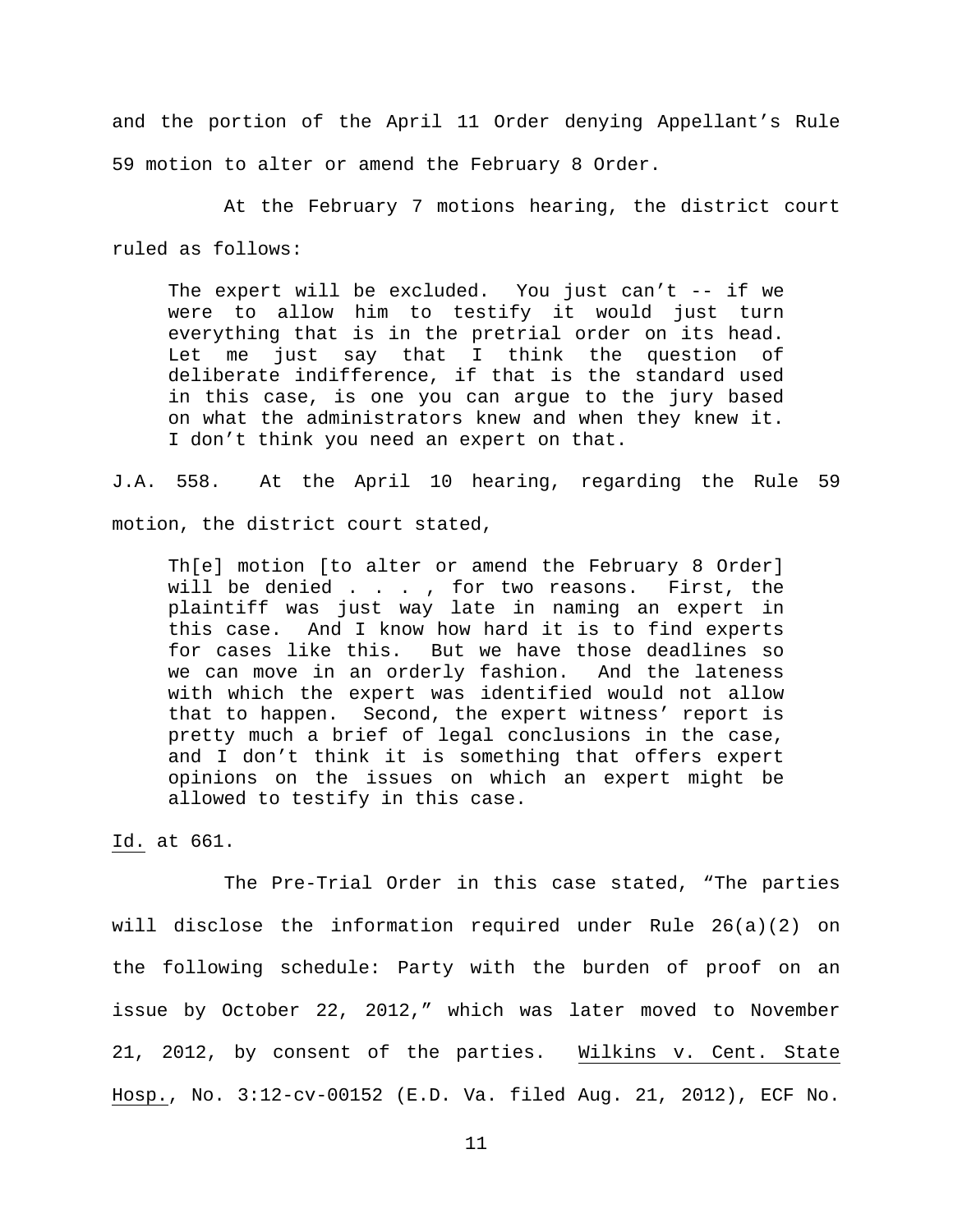and the portion of the April 11 Order denying Appellant's Rule 59 motion to alter or amend the February 8 Order.

At the February 7 motions hearing, the district court ruled as follows:

> The expert will be excluded. You just can't -- if we were to allow him to testify it would just turn everything that is in the pretrial order on its head. Let me just say that I think the question of deliberate indifference, if that is the standard used in this case, is one you can argue to the jury based on what the administrators knew and when they knew it. I don't think you need an expert on that.

J.A. 558. At the April 10 hearing, regarding the Rule 59 motion, the district court stated,

> Th[e] motion [to alter or amend the February 8 Order] will be denied . . . , for two reasons. First, the plaintiff was just way late in naming an expert in this case. And I know how hard it is to find experts for cases like this. But we have those deadlines so we can move in an orderly fashion. And the lateness with which the expert was identified would not allow that to happen. Second, the expert witness' report is pretty much a brief of legal conclusions in the case, and I don't think it is something that offers expert opinions on the issues on which an expert might be allowed to testify in this case.

Id. at 661.

The Pre-Trial Order in this case stated, "The parties will disclose the information required under Rule 26(a)(2) on the following schedule: Party with the burden of proof on an issue by October 22, 2012," which was later moved to November 21, 2012, by consent of the parties. Wilkins v. Cent. State Hosp., No. 3:12-cv-00152 (E.D. Va. filed Aug. 21, 2012), ECF No.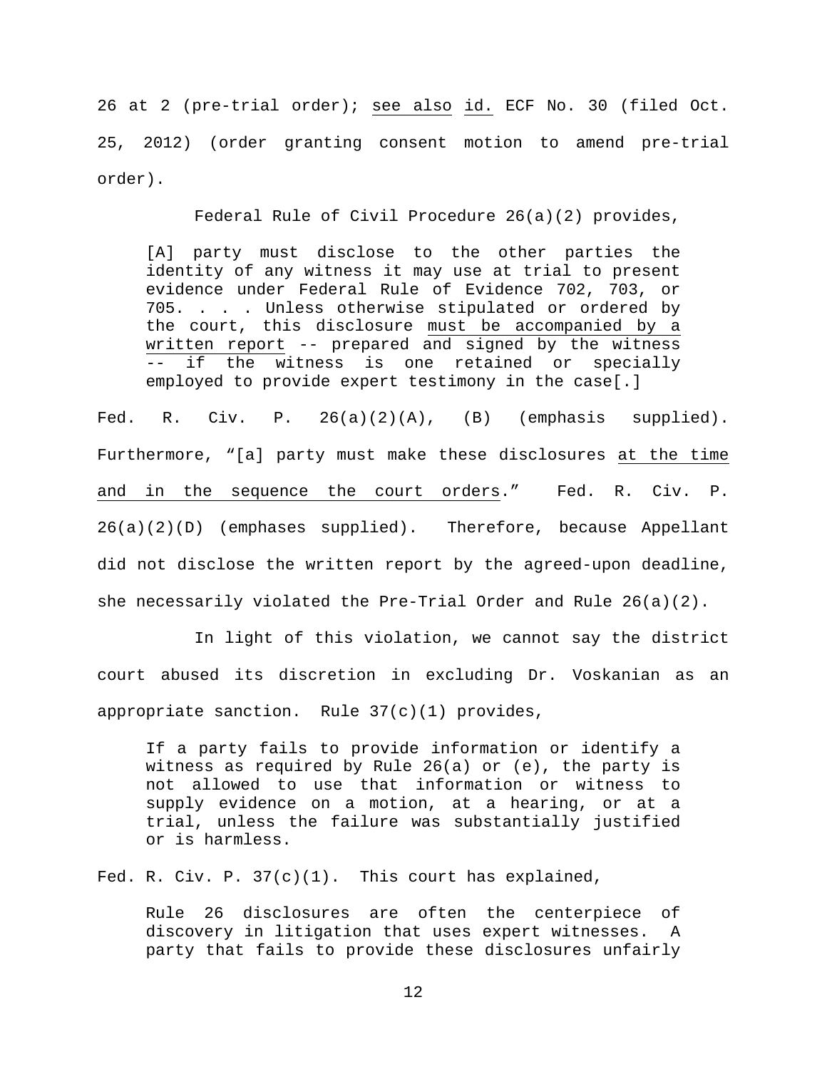26 at 2 (pre-trial order); <u>see also</u> <u>id.</u> ECF No. 30 (filed Oct. 25, 2012) (order granting consent motion to amend pre-trial order).

Federal Rule of Civil Procedure 26(a)(2) provides,

> [A] party must disclose to the other parties the identity of any witness it may use at trial to present evidence under Federal Rule of Evidence 702, 703, or 705. . . . Unless otherwise stipulated or ordered by the court, this disclosure <u>must be accompanied by a written report</u> -- prepared and signed by the witness -- if the witness is one retained or specially employed to provide expert testimony in the case[.]

Fed. R. Civ. P. 26(a)(2)(A), (B) (emphasis supplied). Furthermore, "[a] party must make these disclosures <u>at the time and in the sequence the court orders</u>." Fed. R. Civ. P. 26(a)(2)(D) (emphases supplied). Therefore, because Appellant did not disclose the written report by the agreed-upon deadline, she necessarily violated the Pre-Trial Order and Rule 26(a)(2).

In light of this violation, we cannot say the district court abused its discretion in excluding Dr. Voskanian as an appropriate sanction. Rule 37(c)(1) provides,

> If a party fails to provide information or identify a witness as required by Rule 26(a) or (e), the party is not allowed to use that information or witness to supply evidence on a motion, at a hearing, or at a trial, unless the failure was substantially justified or is harmless.

Fed. R. Civ. P. 37(c)(1). This court has explained,

> Rule 26 disclosures are often the centerpiece of discovery in litigation that uses expert witnesses. A party that fails to provide these disclosures unfairly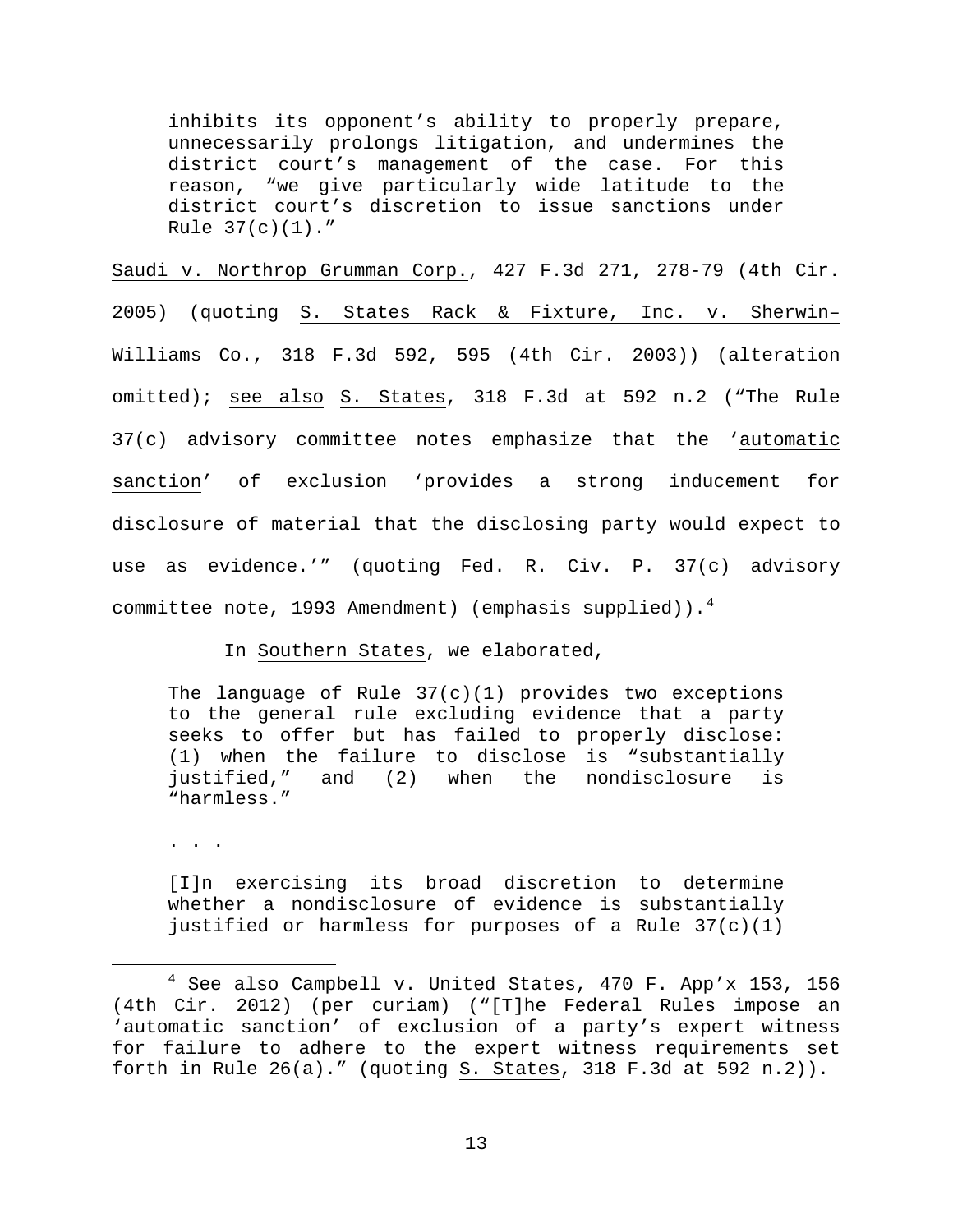> inhibits its opponent's ability to properly prepare, unnecessarily prolongs litigation, and undermines the district court's management of the case. For this reason, "we give particularly wide latitude to the district court's discretion to issue sanctions under Rule 37(c)(1)."

Saudi v. Northrop Grumman Corp., 427 F.3d 271, 278-79 (4th Cir. 2005) (quoting S. States Rack & Fixture, Inc. v. Sherwin–Williams Co., 318 F.3d 592, 595 (4th Cir. 2003)) (alteration omitted); see also S. States, 318 F.3d at 592 n.2 ("The Rule 37(c) advisory committee notes emphasize that the 'automatic sanction' of exclusion 'provides a strong inducement for disclosure of material that the disclosing party would expect to use as evidence.'" (quoting Fed. R. Civ. P. 37(c) advisory committee note, 1993 Amendment) (emphasis supplied)).[4]

In Southern States, we elaborated,

> The language of Rule 37(c)(1) provides two exceptions to the general rule excluding evidence that a party seeks to offer but has failed to properly disclose: (1) when the failure to disclose is "substantially justified," and (2) when the nondisclosure is "harmless."
>
> . . .
>
> [I]n exercising its broad discretion to determine whether a nondisclosure of evidence is substantially justified or harmless for purposes of a Rule 37(c)(1)

---

[4] See also Campbell v. United States, 470 F. App'x 153, 156 (4th Cir. 2012) (per curiam) ("[T]he Federal Rules impose an 'automatic sanction' of exclusion of a party's expert witness for failure to adhere to the expert witness requirements set forth in Rule 26(a)." (quoting S. States, 318 F.3d at 592 n.2)).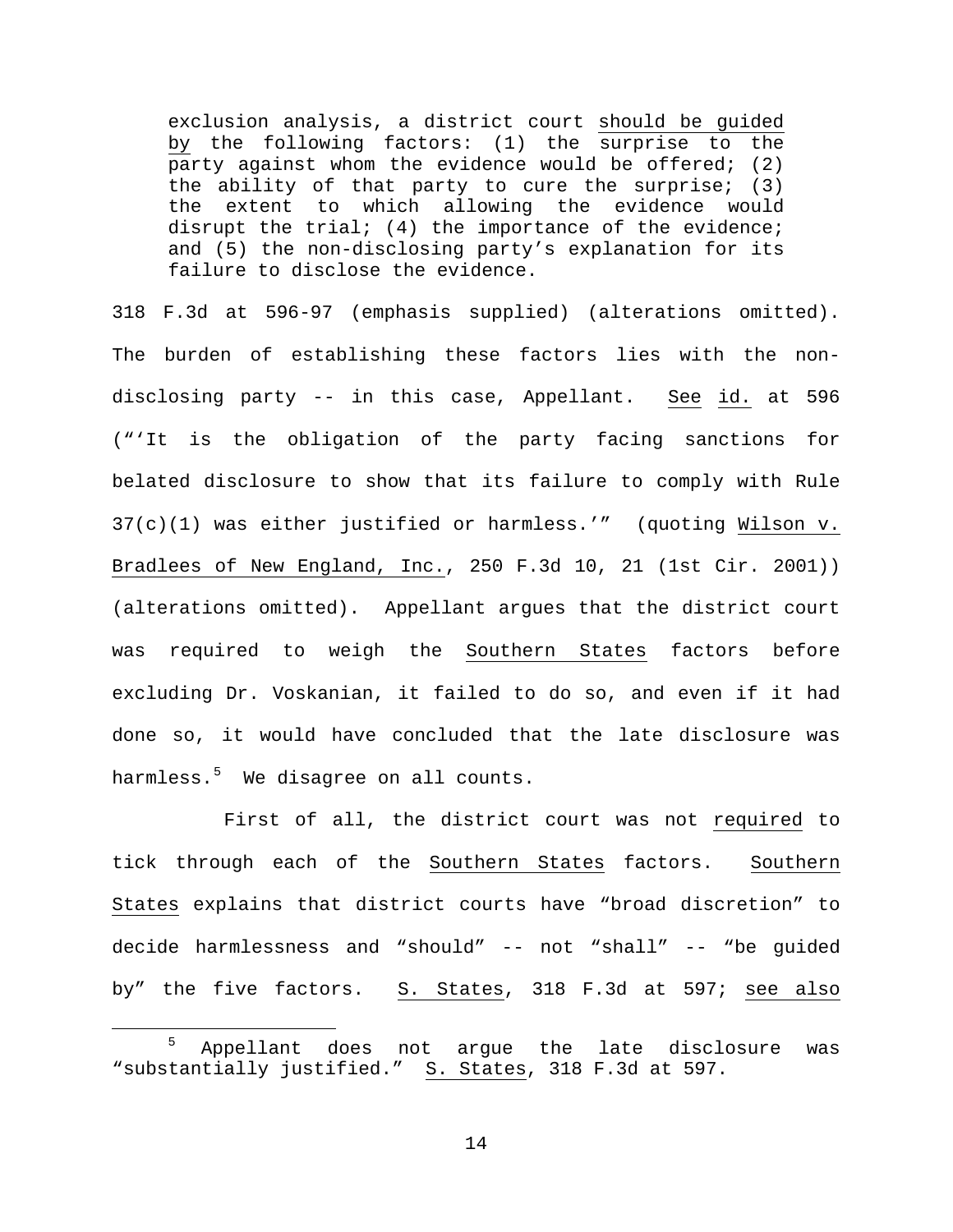> exclusion analysis, a district court should be guided by the following factors: (1) the surprise to the party against whom the evidence would be offered; (2) the ability of that party to cure the surprise; (3) the extent to which allowing the evidence would disrupt the trial; (4) the importance of the evidence; and (5) the non-disclosing party's explanation for its failure to disclose the evidence.

318 F.3d at 596-97 (emphasis supplied) (alterations omitted). The burden of establishing these factors lies with the non-disclosing party -- in this case, Appellant. See id. at 596 ("'It is the obligation of the party facing sanctions for belated disclosure to show that its failure to comply with Rule 37(c)(1) was either justified or harmless.'" (quoting Wilson v. Bradlees of New England, Inc., 250 F.3d 10, 21 (1st Cir. 2001)) (alterations omitted). Appellant argues that the district court was required to weigh the Southern States factors before excluding Dr. Voskanian, it failed to do so, and even if it had done so, it would have concluded that the late disclosure was harmless.[5] We disagree on all counts.

First of all, the district court was not required to tick through each of the Southern States factors. Southern States explains that district courts have "broad discretion" to decide harmlessness and "should" -- not "shall" -- "be guided by" the five factors. S. States, 318 F.3d at 597; see also

---

[5] Appellant does not argue the late disclosure was "substantially justified." S. States, 318 F.3d at 597.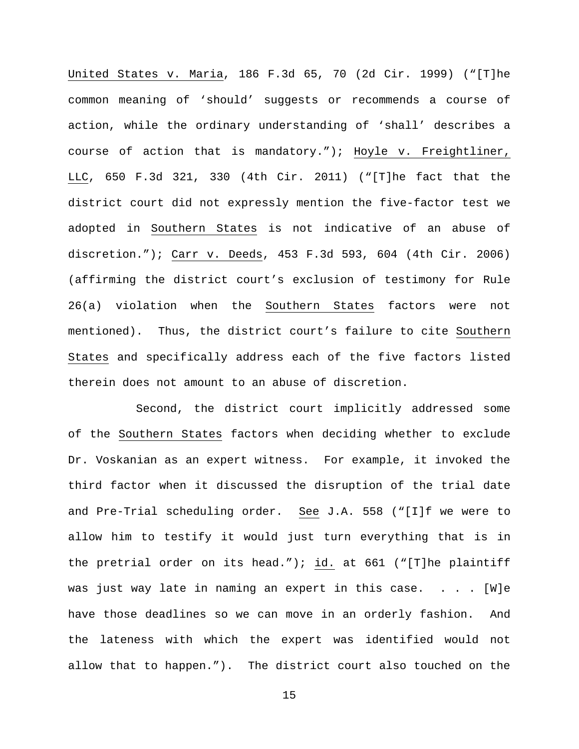United States v. Maria, 186 F.3d 65, 70 (2d Cir. 1999) ("[T]he common meaning of 'should' suggests or recommends a course of action, while the ordinary understanding of 'shall' describes a course of action that is mandatory."); Hoyle v. Freightliner, LLC, 650 F.3d 321, 330 (4th Cir. 2011) ("[T]he fact that the district court did not expressly mention the five-factor test we adopted in Southern States is not indicative of an abuse of discretion."); Carr v. Deeds, 453 F.3d 593, 604 (4th Cir. 2006) (affirming the district court's exclusion of testimony for Rule 26(a) violation when the Southern States factors were not mentioned). Thus, the district court's failure to cite Southern States and specifically address each of the five factors listed therein does not amount to an abuse of discretion.

Second, the district court implicitly addressed some of the Southern States factors when deciding whether to exclude Dr. Voskanian as an expert witness. For example, it invoked the third factor when it discussed the disruption of the trial date and Pre-Trial scheduling order. See J.A. 558 ("[I]f we were to allow him to testify it would just turn everything that is in the pretrial order on its head."); id. at 661 ("[T]he plaintiff was just way late in naming an expert in this case. . . . [W]e have those deadlines so we can move in an orderly fashion. And the lateness with which the expert was identified would not allow that to happen."). The district court also touched on the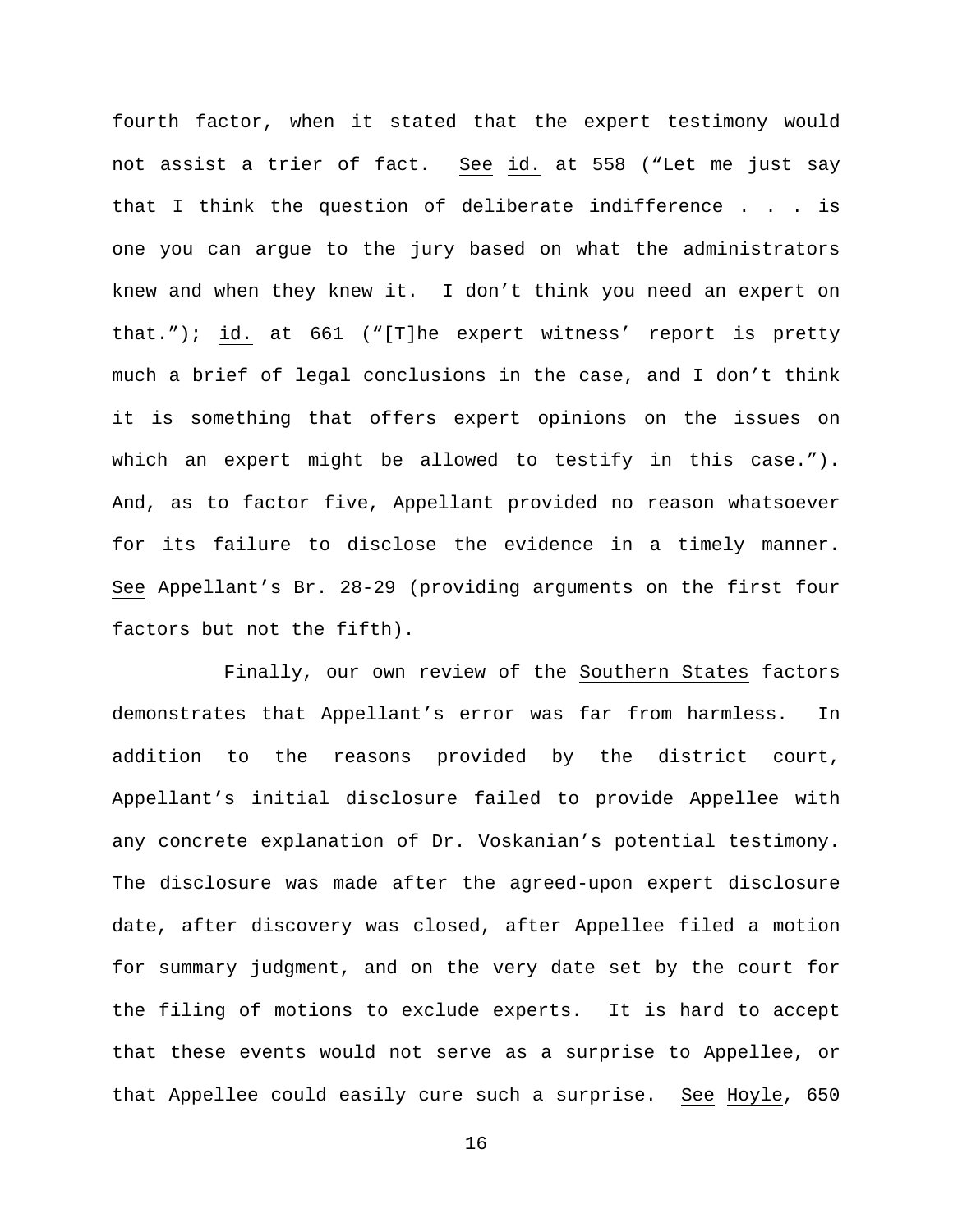fourth factor, when it stated that the expert testimony would not assist a trier of fact. See id. at 558 ("Let me just say that I think the question of deliberate indifference . . . is one you can argue to the jury based on what the administrators knew and when they knew it. I don't think you need an expert on that."); id. at 661 ("[T]he expert witness' report is pretty much a brief of legal conclusions in the case, and I don't think it is something that offers expert opinions on the issues on which an expert might be allowed to testify in this case."). And, as to factor five, Appellant provided no reason whatsoever for its failure to disclose the evidence in a timely manner. See Appellant's Br. 28-29 (providing arguments on the first four factors but not the fifth).

Finally, our own review of the Southern States factors demonstrates that Appellant's error was far from harmless. In addition to the reasons provided by the district court, Appellant's initial disclosure failed to provide Appellee with any concrete explanation of Dr. Voskanian's potential testimony. The disclosure was made after the agreed-upon expert disclosure date, after discovery was closed, after Appellee filed a motion for summary judgment, and on the very date set by the court for the filing of motions to exclude experts. It is hard to accept that these events would not serve as a surprise to Appellee, or that Appellee could easily cure such a surprise. See Hoyle, 650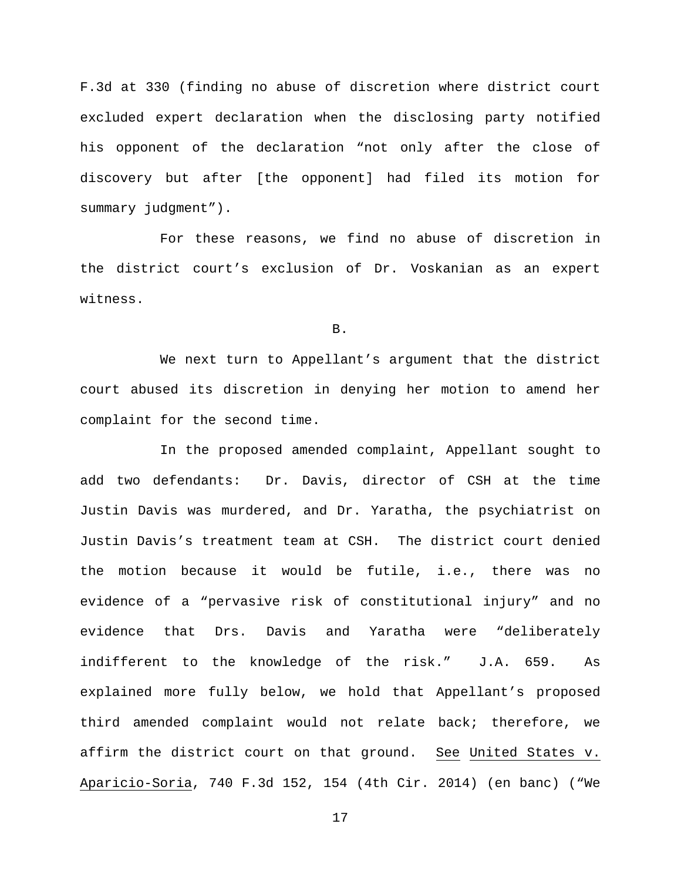F.3d at 330 (finding no abuse of discretion where district court excluded expert declaration when the disclosing party notified his opponent of the declaration "not only after the close of discovery but after [the opponent] had filed its motion for summary judgment").

For these reasons, we find no abuse of discretion in the district court's exclusion of Dr. Voskanian as an expert witness.

B.

We next turn to Appellant's argument that the district court abused its discretion in denying her motion to amend her complaint for the second time.

In the proposed amended complaint, Appellant sought to add two defendants: Dr. Davis, director of CSH at the time Justin Davis was murdered, and Dr. Yaratha, the psychiatrist on Justin Davis's treatment team at CSH. The district court denied the motion because it would be futile, i.e., there was no evidence of a "pervasive risk of constitutional injury" and no evidence that Drs. Davis and Yaratha were "deliberately indifferent to the knowledge of the risk." J.A. 659. As explained more fully below, we hold that Appellant's proposed third amended complaint would not relate back; therefore, we affirm the district court on that ground. See United States v. Aparicio-Soria, 740 F.3d 152, 154 (4th Cir. 2014) (en banc) ("We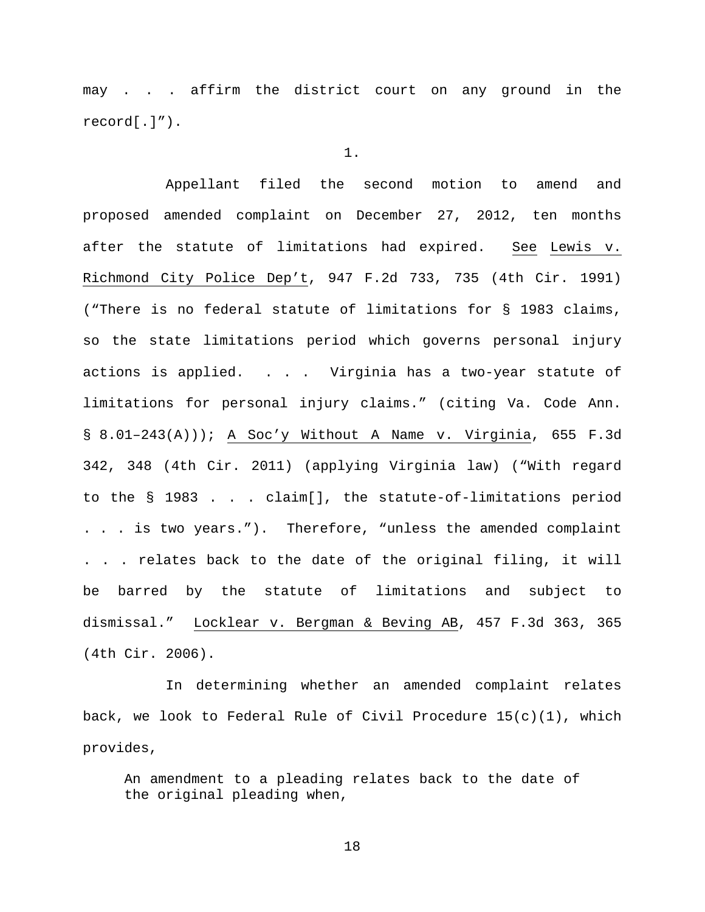may . . . affirm the district court on any ground in the record[.]”).

1.

Appellant filed the second motion to amend and proposed amended complaint on December 27, 2012, ten months after the statute of limitations had expired. See Lewis v. Richmond City Police Dep't, 947 F.2d 733, 735 (4th Cir. 1991) (“There is no federal statute of limitations for § 1983 claims, so the state limitations period which governs personal injury actions is applied. . . . Virginia has a two-year statute of limitations for personal injury claims.” (citing Va. Code Ann. § 8.01–243(A))); A Soc'y Without A Name v. Virginia, 655 F.3d 342, 348 (4th Cir. 2011) (applying Virginia law) (“With regard to the § 1983 . . . claim[], the statute-of-limitations period . . . is two years.”). Therefore, “unless the amended complaint . . . relates back to the date of the original filing, it will be barred by the statute of limitations and subject to dismissal.” Locklear v. Bergman & Beving AB, 457 F.3d 363, 365 (4th Cir. 2006).

In determining whether an amended complaint relates back, we look to Federal Rule of Civil Procedure 15(c)(1), which provides,

> An amendment to a pleading relates back to the date of the original pleading when,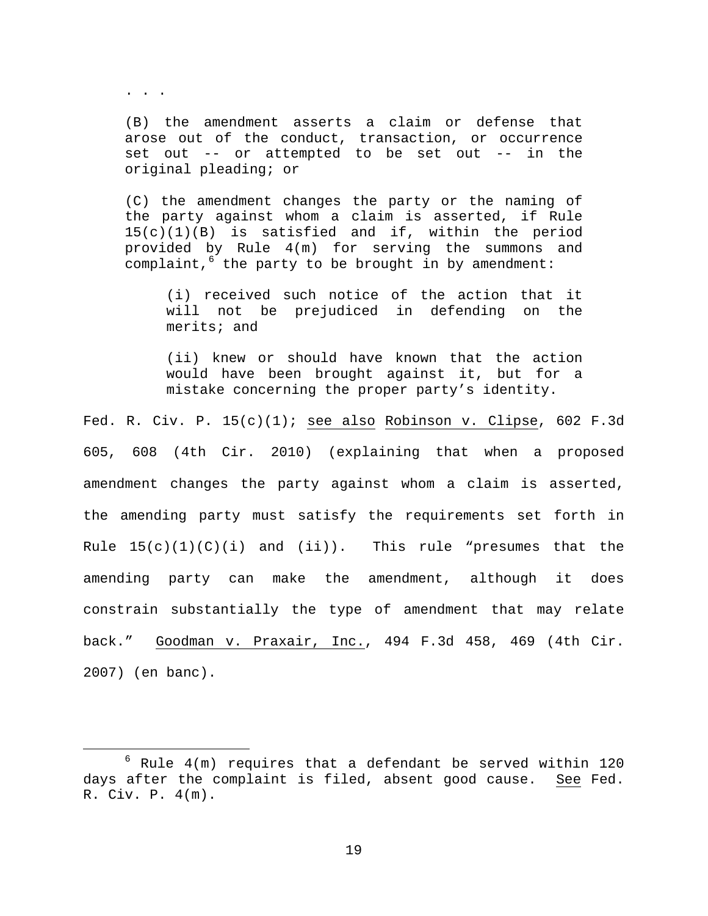> . . .
>
> (B) the amendment asserts a claim or defense that arose out of the conduct, transaction, or occurrence set out -- or attempted to be set out -- in the original pleading; or
>
> (C) the amendment changes the party or the naming of the party against whom a claim is asserted, if Rule 15(c)(1)(B) is satisfied and if, within the period provided by Rule 4(m) for serving the summons and complaint,[6] the party to be brought in by amendment:
>
> > (i) received such notice of the action that it will not be prejudiced in defending on the merits; and
> >
> > (ii) knew or should have known that the action would have been brought against it, but for a mistake concerning the proper party's identity.

Fed. R. Civ. P. 15(c)(1); see also Robinson v. Clipse, 602 F.3d 605, 608 (4th Cir. 2010) (explaining that when a proposed amendment changes the party against whom a claim is asserted, the amending party must satisfy the requirements set forth in Rule 15(c)(1)(C)(i) and (ii)). This rule "presumes that the amending party can make the amendment, although it does constrain substantially the type of amendment that may relate back." Goodman v. Praxair, Inc., 494 F.3d 458, 469 (4th Cir. 2007) (en banc).

---

[6] Rule 4(m) requires that a defendant be served within 120 days after the complaint is filed, absent good cause. See Fed. R. Civ. P. 4(m).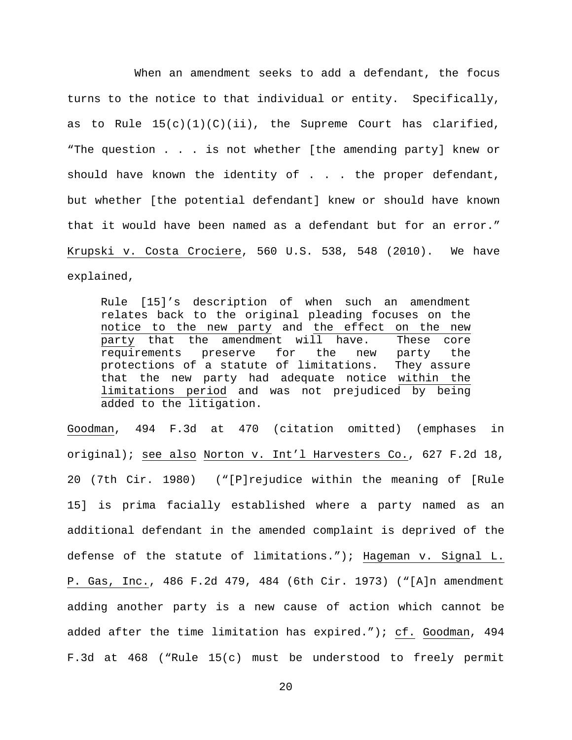When an amendment seeks to add a defendant, the focus turns to the notice to that individual or entity. Specifically, as to Rule 15(c)(1)(C)(ii), the Supreme Court has clarified, "The question . . . is not whether [the amending party] knew or should have known the identity of . . . the proper defendant, but whether [the potential defendant] knew or should have known that it would have been named as a defendant but for an error." Krupski v. Costa Crociere, 560 U.S. 538, 548 (2010). We have explained,

> Rule [15]'s description of when such an amendment relates back to the original pleading focuses on the notice to the new party and the effect on the new party that the amendment will have. These core requirements preserve for the new party the protections of a statute of limitations. They assure that the new party had adequate notice within the limitations period and was not prejudiced by being added to the litigation.

Goodman, 494 F.3d at 470 (citation omitted) (emphases in original); see also Norton v. Int'l Harvesters Co., 627 F.2d 18, 20 (7th Cir. 1980) ("[P]rejudice within the meaning of [Rule 15] is prima facially established where a party named as an additional defendant in the amended complaint is deprived of the defense of the statute of limitations."); Hageman v. Signal L. P. Gas, Inc., 486 F.2d 479, 484 (6th Cir. 1973) ("[A]n amendment adding another party is a new cause of action which cannot be added after the time limitation has expired."); cf. Goodman, 494 F.3d at 468 ("Rule 15(c) must be understood to freely permit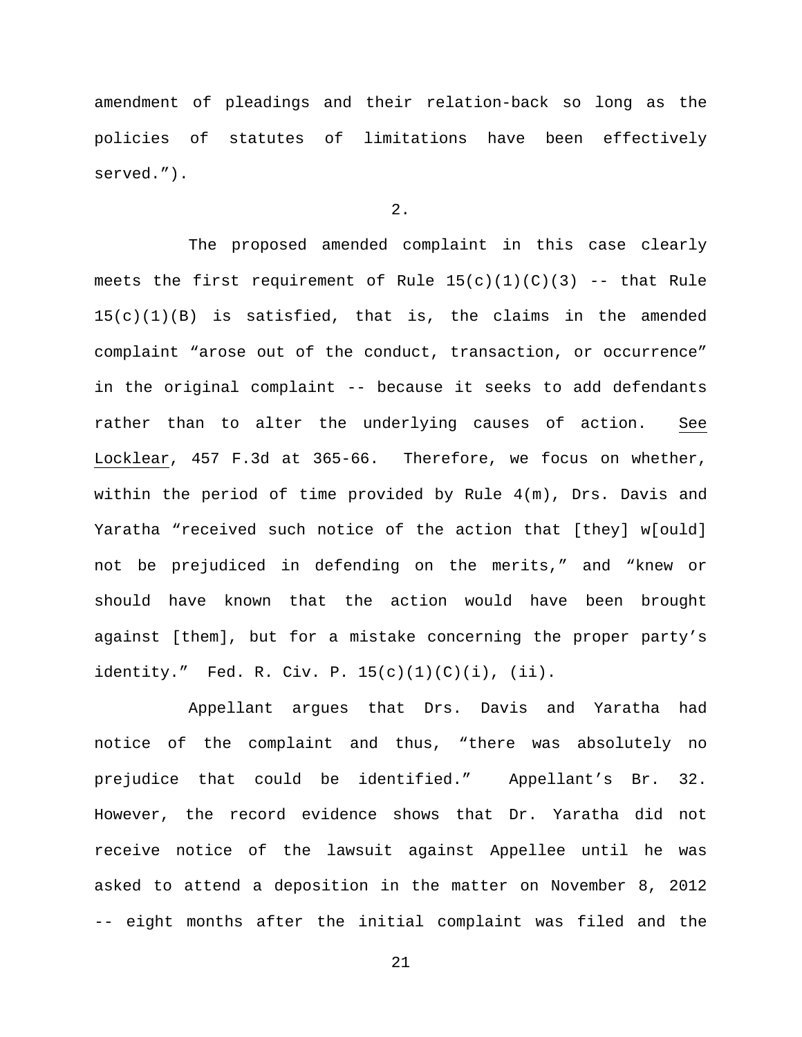amendment of pleadings and their relation-back so long as the policies of statutes of limitations have been effectively served.").

2.

The proposed amended complaint in this case clearly meets the first requirement of Rule 15(c)(1)(C)(3) -- that Rule 15(c)(1)(B) is satisfied, that is, the claims in the amended complaint "arose out of the conduct, transaction, or occurrence" in the original complaint -- because it seeks to add defendants rather than to alter the underlying causes of action. See Locklear, 457 F.3d at 365-66. Therefore, we focus on whether, within the period of time provided by Rule 4(m), Drs. Davis and Yaratha "received such notice of the action that [they] w[ould] not be prejudiced in defending on the merits," and "knew or should have known that the action would have been brought against [them], but for a mistake concerning the proper party's identity." Fed. R. Civ. P. 15(c)(1)(C)(i), (ii).

Appellant argues that Drs. Davis and Yaratha had notice of the complaint and thus, "there was absolutely no prejudice that could be identified." Appellant's Br. 32. However, the record evidence shows that Dr. Yaratha did not receive notice of the lawsuit against Appellee until he was asked to attend a deposition in the matter on November 8, 2012 -- eight months after the initial complaint was filed and the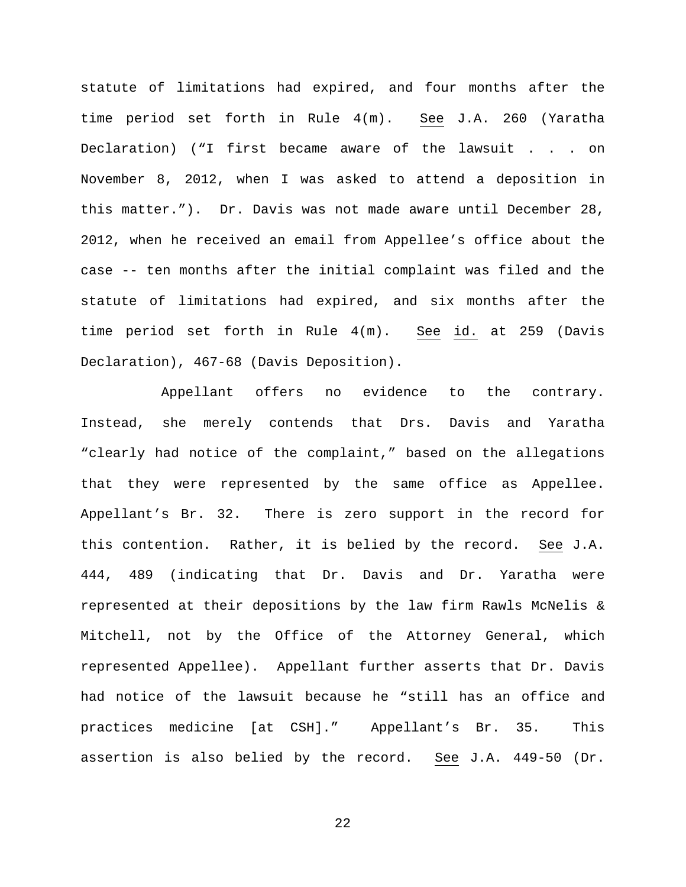statute of limitations had expired, and four months after the time period set forth in Rule 4(m). See J.A. 260 (Yaratha Declaration) ("I first became aware of the lawsuit . . . on November 8, 2012, when I was asked to attend a deposition in this matter."). Dr. Davis was not made aware until December 28, 2012, when he received an email from Appellee's office about the case -- ten months after the initial complaint was filed and the statute of limitations had expired, and six months after the time period set forth in Rule 4(m). See id. at 259 (Davis Declaration), 467-68 (Davis Deposition).

Appellant offers no evidence to the contrary. Instead, she merely contends that Drs. Davis and Yaratha "clearly had notice of the complaint," based on the allegations that they were represented by the same office as Appellee. Appellant's Br. 32. There is zero support in the record for this contention. Rather, it is belied by the record. See J.A. 444, 489 (indicating that Dr. Davis and Dr. Yaratha were represented at their depositions by the law firm Rawls McNelis & Mitchell, not by the Office of the Attorney General, which represented Appellee). Appellant further asserts that Dr. Davis had notice of the lawsuit because he "still has an office and practices medicine [at CSH]." Appellant's Br. 35. This assertion is also belied by the record. See J.A. 449-50 (Dr.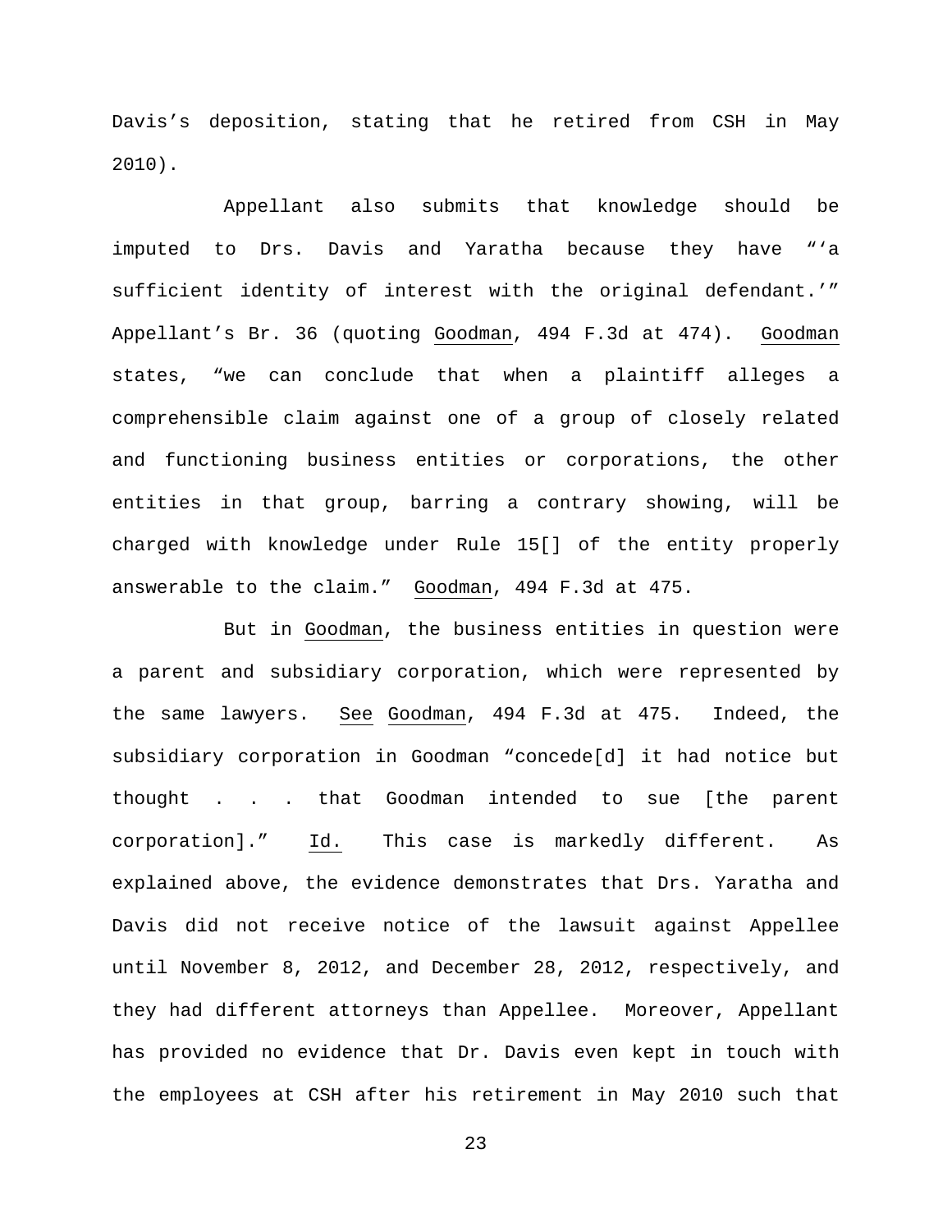Davis's deposition, stating that he retired from CSH in May 2010).

Appellant also submits that knowledge should be imputed to Drs. Davis and Yaratha because they have "'a sufficient identity of interest with the original defendant.'" Appellant's Br. 36 (quoting Goodman, 494 F.3d at 474). Goodman states, "we can conclude that when a plaintiff alleges a comprehensible claim against one of a group of closely related and functioning business entities or corporations, the other entities in that group, barring a contrary showing, will be charged with knowledge under Rule 15[] of the entity properly answerable to the claim." Goodman, 494 F.3d at 475.

But in Goodman, the business entities in question were a parent and subsidiary corporation, which were represented by the same lawyers. See Goodman, 494 F.3d at 475. Indeed, the subsidiary corporation in Goodman "concede[d] it had notice but thought . . . that Goodman intended to sue [the parent corporation]." Id. This case is markedly different. As explained above, the evidence demonstrates that Drs. Yaratha and Davis did not receive notice of the lawsuit against Appellee until November 8, 2012, and December 28, 2012, respectively, and they had different attorneys than Appellee. Moreover, Appellant has provided no evidence that Dr. Davis even kept in touch with the employees at CSH after his retirement in May 2010 such that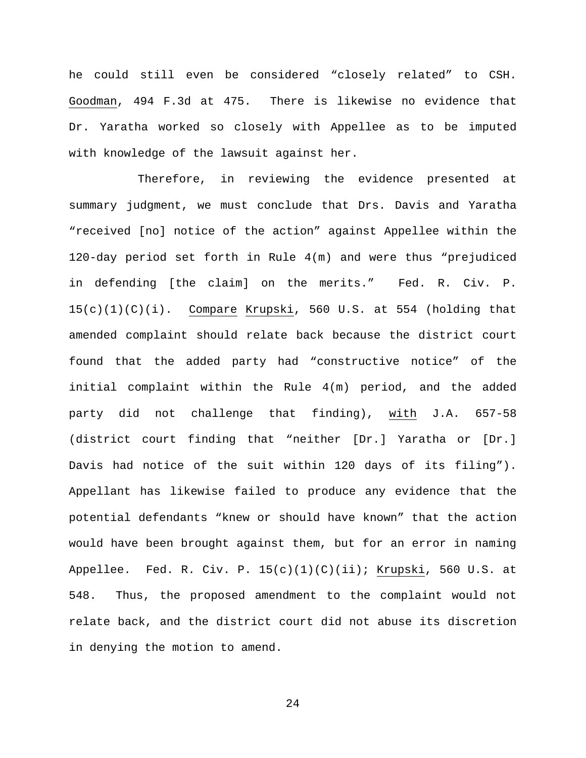he could still even be considered "closely related" to CSH. Goodman, 494 F.3d at 475. There is likewise no evidence that Dr. Yaratha worked so closely with Appellee as to be imputed with knowledge of the lawsuit against her.

Therefore, in reviewing the evidence presented at summary judgment, we must conclude that Drs. Davis and Yaratha "received [no] notice of the action" against Appellee within the 120-day period set forth in Rule 4(m) and were thus "prejudiced in defending [the claim] on the merits." Fed. R. Civ. P. 15(c)(1)(C)(i). Compare Krupski, 560 U.S. at 554 (holding that amended complaint should relate back because the district court found that the added party had "constructive notice" of the initial complaint within the Rule 4(m) period, and the added party did not challenge that finding), with J.A. 657-58 (district court finding that "neither [Dr.] Yaratha or [Dr.] Davis had notice of the suit within 120 days of its filing"). Appellant has likewise failed to produce any evidence that the potential defendants "knew or should have known" that the action would have been brought against them, but for an error in naming Appellee. Fed. R. Civ. P. 15(c)(1)(C)(ii); Krupski, 560 U.S. at 548. Thus, the proposed amendment to the complaint would not relate back, and the district court did not abuse its discretion in denying the motion to amend.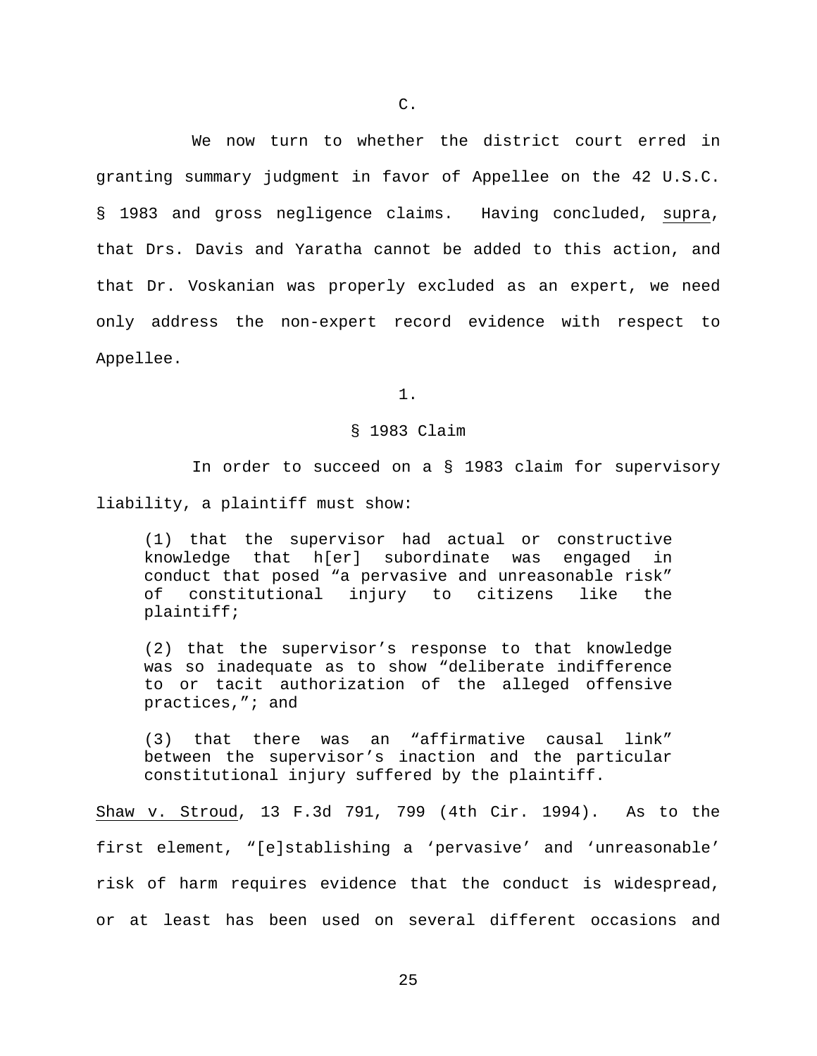C.

We now turn to whether the district court erred in granting summary judgment in favor of Appellee on the 42 U.S.C. § 1983 and gross negligence claims. Having concluded, supra, that Drs. Davis and Yaratha cannot be added to this action, and that Dr. Voskanian was properly excluded as an expert, we need only address the non-expert record evidence with respect to Appellee.

1.

§ 1983 Claim

In order to succeed on a § 1983 claim for supervisory liability, a plaintiff must show:

> (1) that the supervisor had actual or constructive knowledge that h[er] subordinate was engaged in conduct that posed "a pervasive and unreasonable risk" of constitutional injury to citizens like the plaintiff;
>
> (2) that the supervisor's response to that knowledge was so inadequate as to show "deliberate indifference to or tacit authorization of the alleged offensive practices,"; and
>
> (3) that there was an "affirmative causal link" between the supervisor's inaction and the particular constitutional injury suffered by the plaintiff.

Shaw v. Stroud, 13 F.3d 791, 799 (4th Cir. 1994). As to the first element, "[e]stablishing a 'pervasive' and 'unreasonable' risk of harm requires evidence that the conduct is widespread, or at least has been used on several different occasions and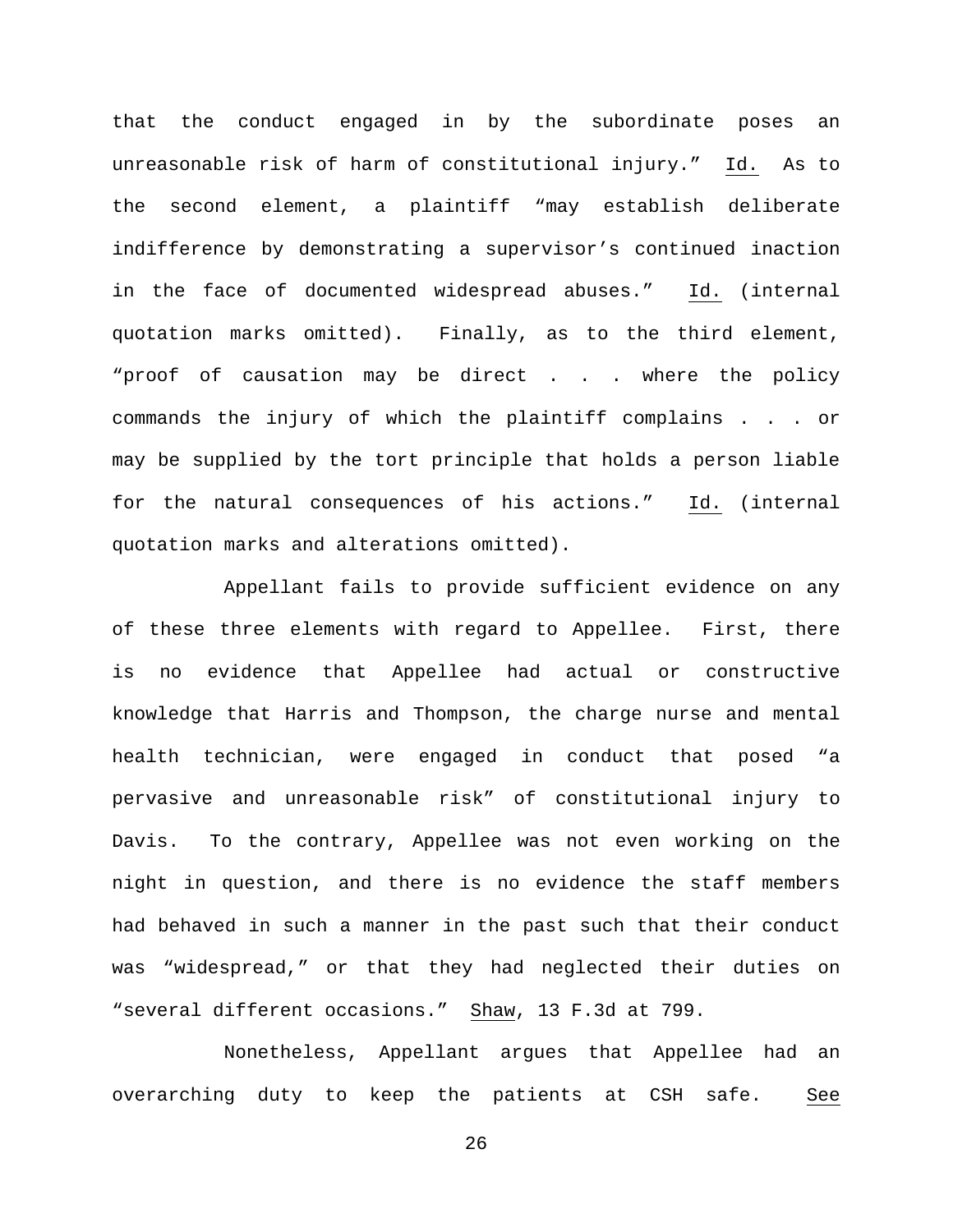that the conduct engaged in by the subordinate poses an unreasonable risk of harm of constitutional injury." Id. As to the second element, a plaintiff "may establish deliberate indifference by demonstrating a supervisor's continued inaction in the face of documented widespread abuses." Id. (internal quotation marks omitted). Finally, as to the third element, "proof of causation may be direct . . . where the policy commands the injury of which the plaintiff complains . . . or may be supplied by the tort principle that holds a person liable for the natural consequences of his actions." Id. (internal quotation marks and alterations omitted).

Appellant fails to provide sufficient evidence on any of these three elements with regard to Appellee. First, there is no evidence that Appellee had actual or constructive knowledge that Harris and Thompson, the charge nurse and mental health technician, were engaged in conduct that posed "a pervasive and unreasonable risk" of constitutional injury to Davis. To the contrary, Appellee was not even working on the night in question, and there is no evidence the staff members had behaved in such a manner in the past such that their conduct was "widespread," or that they had neglected their duties on "several different occasions." Shaw, 13 F.3d at 799.

Nonetheless, Appellant argues that Appellee had an overarching duty to keep the patients at CSH safe. See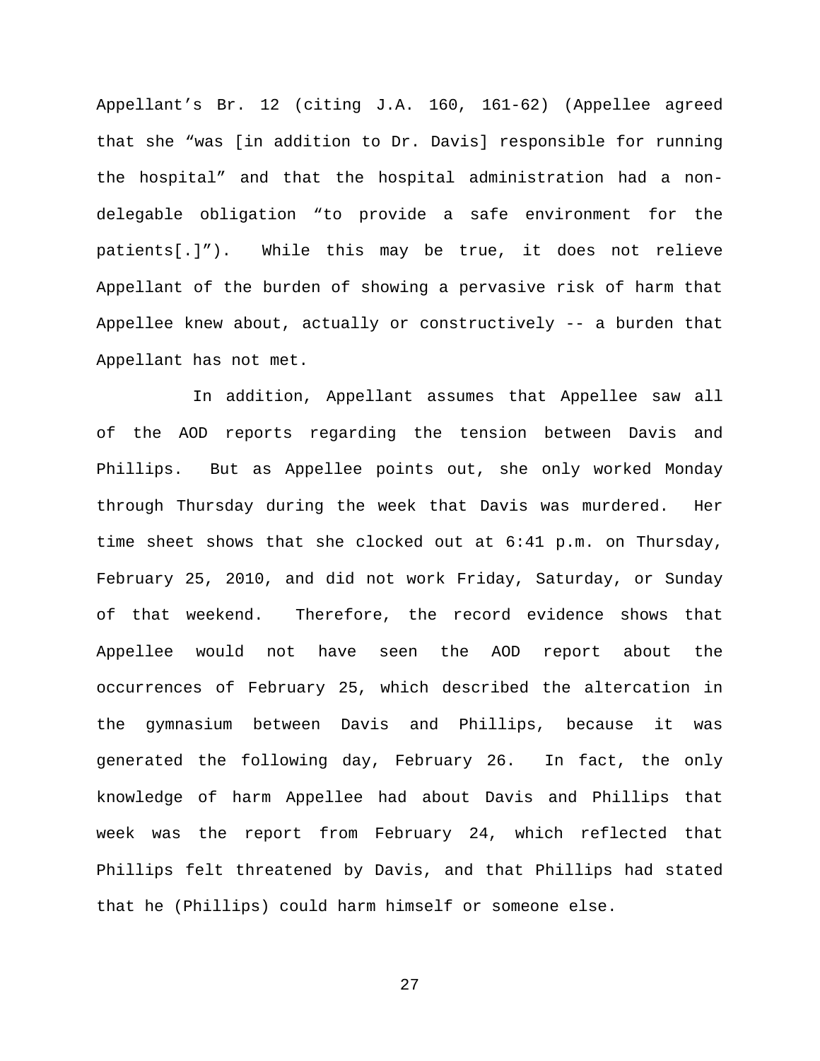Appellant's Br. 12 (citing J.A. 160, 161-62) (Appellee agreed that she "was [in addition to Dr. Davis] responsible for running the hospital" and that the hospital administration had a non-delegable obligation "to provide a safe environment for the patients[.]"). While this may be true, it does not relieve Appellant of the burden of showing a pervasive risk of harm that Appellee knew about, actually or constructively -- a burden that Appellant has not met.

In addition, Appellant assumes that Appellee saw all of the AOD reports regarding the tension between Davis and Phillips. But as Appellee points out, she only worked Monday through Thursday during the week that Davis was murdered. Her time sheet shows that she clocked out at 6:41 p.m. on Thursday, February 25, 2010, and did not work Friday, Saturday, or Sunday of that weekend. Therefore, the record evidence shows that Appellee would not have seen the AOD report about the occurrences of February 25, which described the altercation in the gymnasium between Davis and Phillips, because it was generated the following day, February 26. In fact, the only knowledge of harm Appellee had about Davis and Phillips that week was the report from February 24, which reflected that Phillips felt threatened by Davis, and that Phillips had stated that he (Phillips) could harm himself or someone else.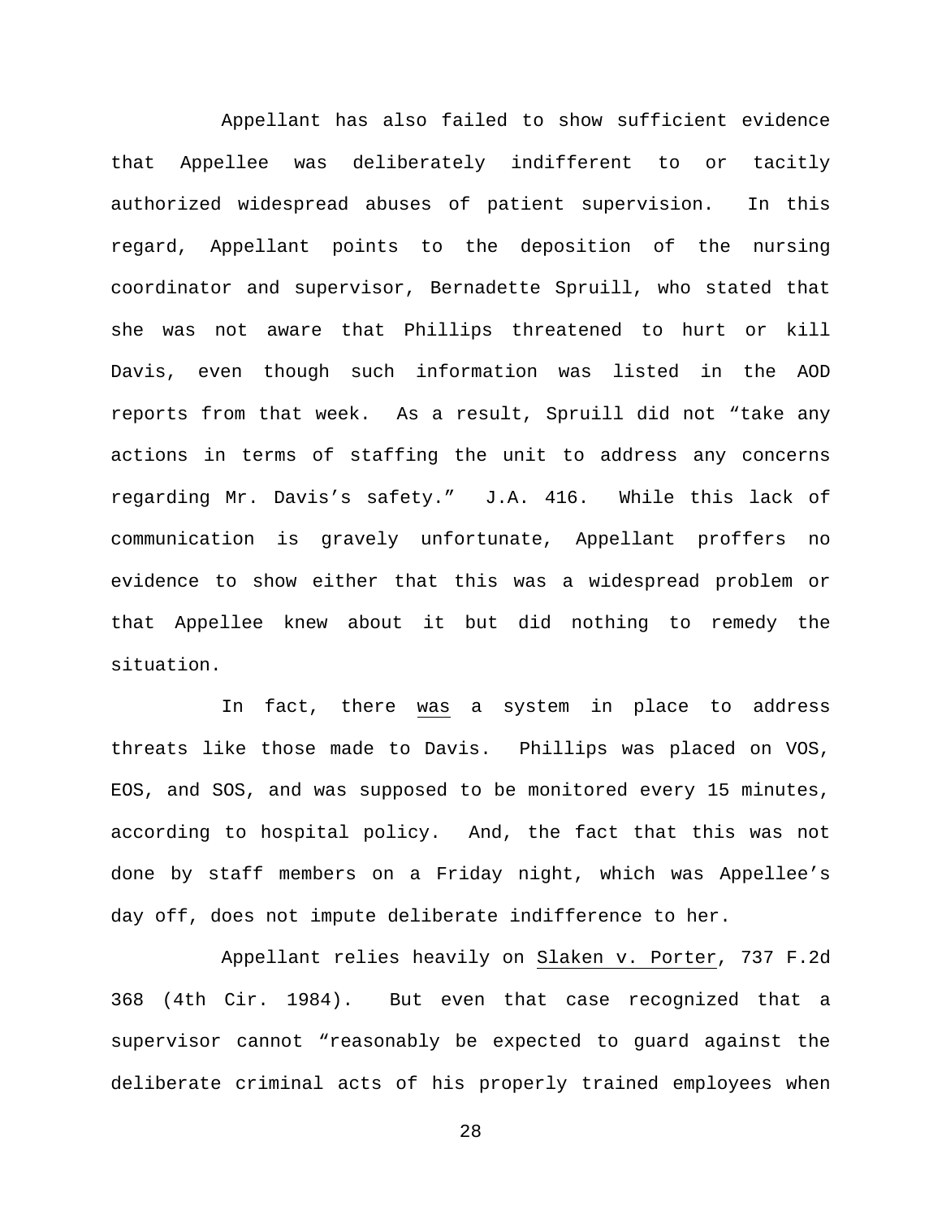Appellant has also failed to show sufficient evidence that Appellee was deliberately indifferent to or tacitly authorized widespread abuses of patient supervision. In this regard, Appellant points to the deposition of the nursing coordinator and supervisor, Bernadette Spruill, who stated that she was not aware that Phillips threatened to hurt or kill Davis, even though such information was listed in the AOD reports from that week. As a result, Spruill did not "take any actions in terms of staffing the unit to address any concerns regarding Mr. Davis's safety." J.A. 416. While this lack of communication is gravely unfortunate, Appellant proffers no evidence to show either that this was a widespread problem or that Appellee knew about it but did nothing to remedy the situation.

In fact, there <u>was</u> a system in place to address threats like those made to Davis. Phillips was placed on VOS, EOS, and SOS, and was supposed to be monitored every 15 minutes, according to hospital policy. And, the fact that this was not done by staff members on a Friday night, which was Appellee's day off, does not impute deliberate indifference to her.

Appellant relies heavily on <u>Slaken v. Porter</u>, 737 F.2d 368 (4th Cir. 1984). But even that case recognized that a supervisor cannot "reasonably be expected to guard against the deliberate criminal acts of his properly trained employees when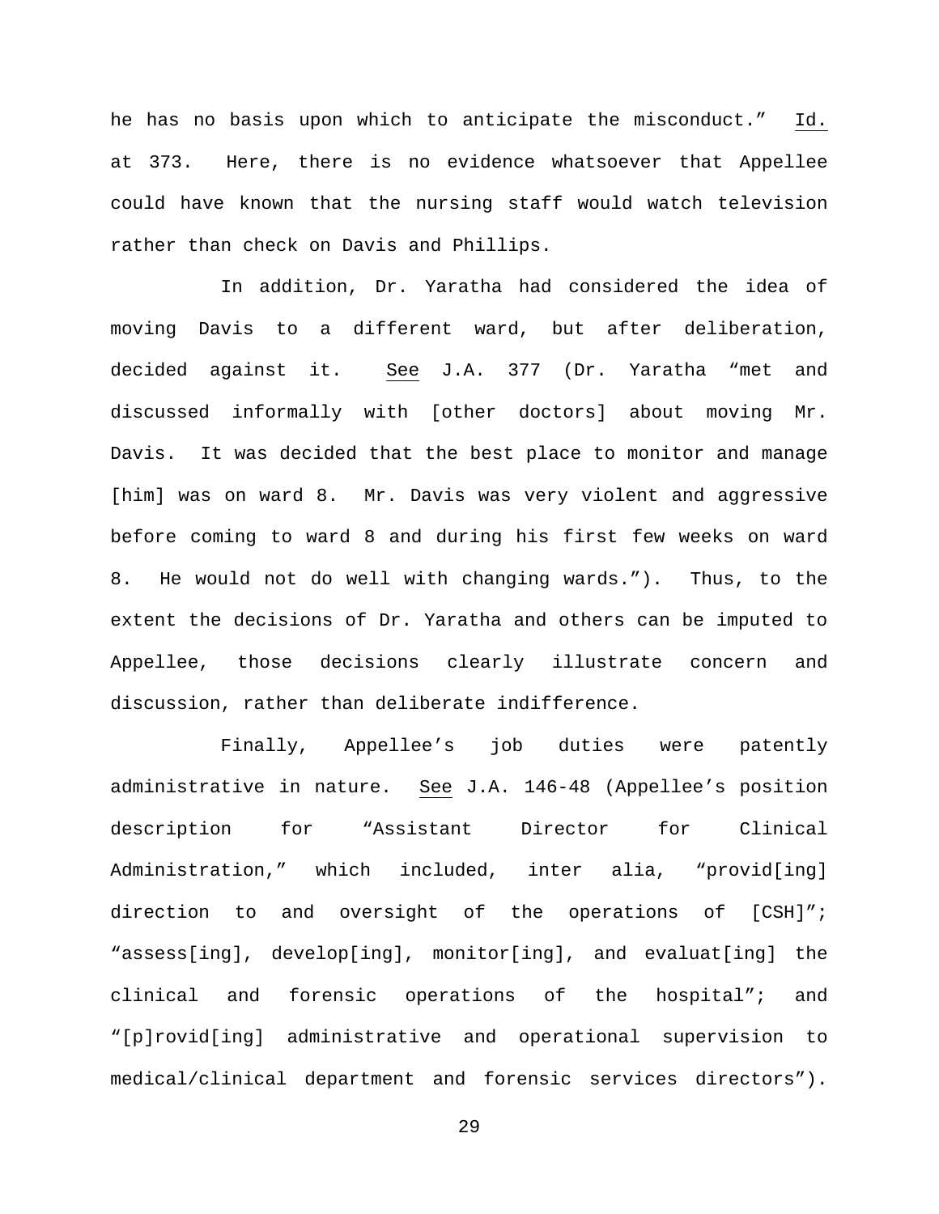he has no basis upon which to anticipate the misconduct." Id. at 373. Here, there is no evidence whatsoever that Appellee could have known that the nursing staff would watch television rather than check on Davis and Phillips.

In addition, Dr. Yaratha had considered the idea of moving Davis to a different ward, but after deliberation, decided against it. See J.A. 377 (Dr. Yaratha "met and discussed informally with [other doctors] about moving Mr. Davis. It was decided that the best place to monitor and manage [him] was on ward 8. Mr. Davis was very violent and aggressive before coming to ward 8 and during his first few weeks on ward 8. He would not do well with changing wards."). Thus, to the extent the decisions of Dr. Yaratha and others can be imputed to Appellee, those decisions clearly illustrate concern and discussion, rather than deliberate indifference.

Finally, Appellee's job duties were patently administrative in nature. See J.A. 146-48 (Appellee's position description for "Assistant Director for Clinical Administration," which included, inter alia, "provid[ing] direction to and oversight of the operations of [CSH]"; "assess[ing], develop[ing], monitor[ing], and evaluat[ing] the clinical and forensic operations of the hospital"; and "[p]rovid[ing] administrative and operational supervision to medical/clinical department and forensic services directors").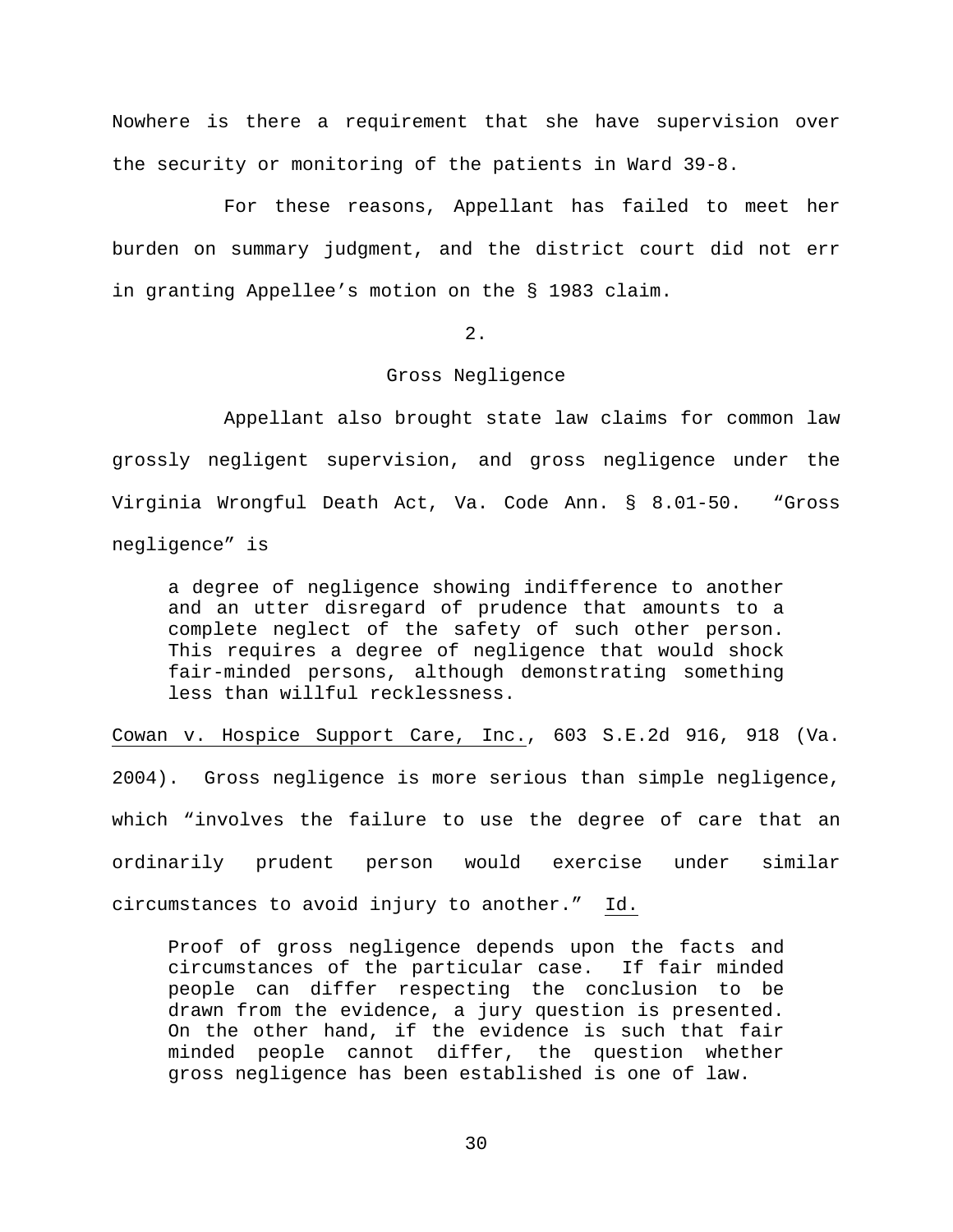Nowhere is there a requirement that she have supervision over the security or monitoring of the patients in Ward 39-8.

For these reasons, Appellant has failed to meet her burden on summary judgment, and the district court did not err in granting Appellee's motion on the § 1983 claim.

2.

Gross Negligence

Appellant also brought state law claims for common law grossly negligent supervision, and gross negligence under the Virginia Wrongful Death Act, Va. Code Ann. § 8.01-50. "Gross negligence" is

> a degree of negligence showing indifference to another and an utter disregard of prudence that amounts to a complete neglect of the safety of such other person. This requires a degree of negligence that would shock fair-minded persons, although demonstrating something less than willful recklessness.

Cowan v. Hospice Support Care, Inc., 603 S.E.2d 916, 918 (Va. 2004). Gross negligence is more serious than simple negligence, which "involves the failure to use the degree of care that an ordinarily prudent person would exercise under similar circumstances to avoid injury to another." Id.

> Proof of gross negligence depends upon the facts and circumstances of the particular case. If fair minded people can differ respecting the conclusion to be drawn from the evidence, a jury question is presented. On the other hand, if the evidence is such that fair minded people cannot differ, the question whether gross negligence has been established is one of law.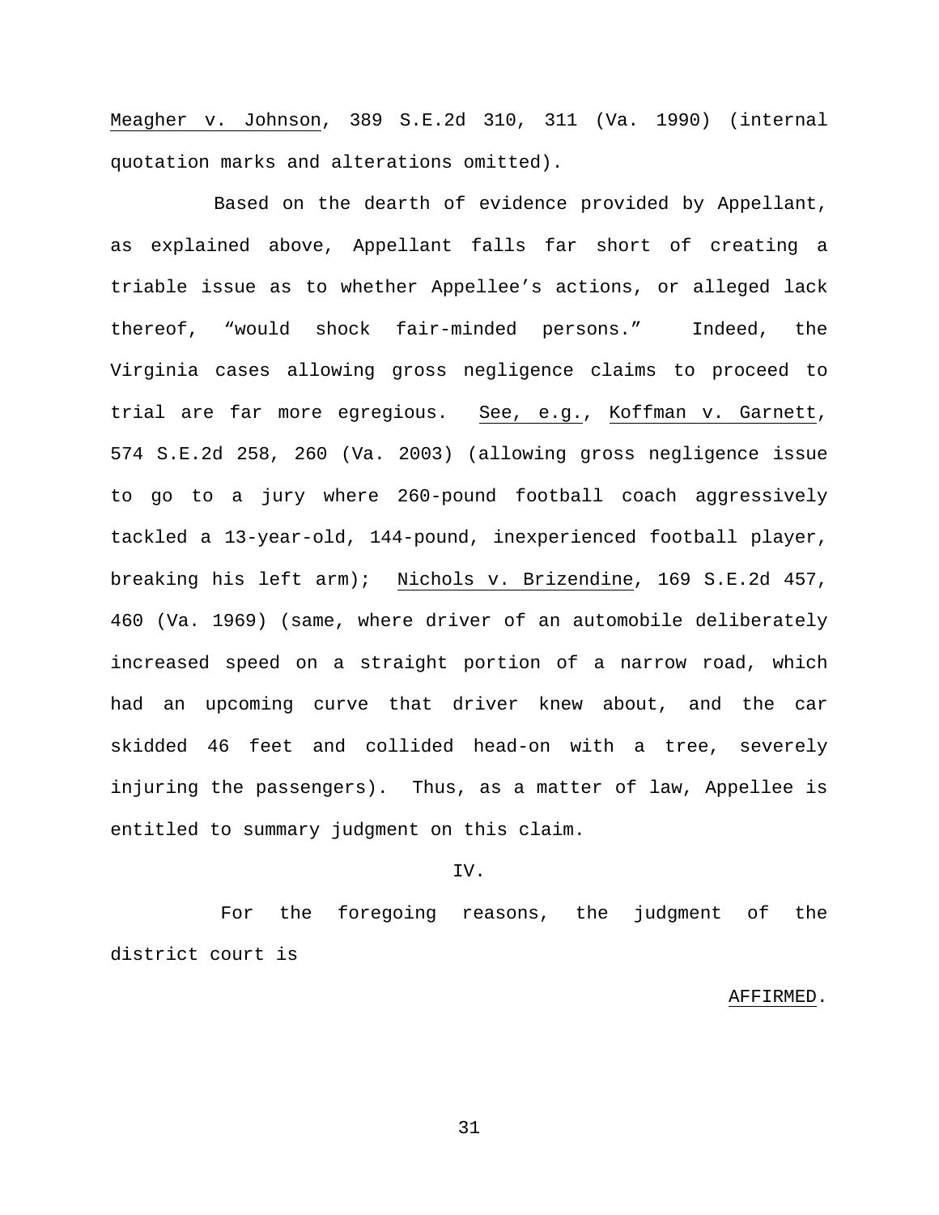Meagher v. Johnson, 389 S.E.2d 310, 311 (Va. 1990) (internal quotation marks and alterations omitted).

Based on the dearth of evidence provided by Appellant, as explained above, Appellant falls far short of creating a triable issue as to whether Appellee's actions, or alleged lack thereof, "would shock fair-minded persons." Indeed, the Virginia cases allowing gross negligence claims to proceed to trial are far more egregious. See, e.g., Koffman v. Garnett, 574 S.E.2d 258, 260 (Va. 2003) (allowing gross negligence issue to go to a jury where 260-pound football coach aggressively tackled a 13-year-old, 144-pound, inexperienced football player, breaking his left arm); Nichols v. Brizendine, 169 S.E.2d 457, 460 (Va. 1969) (same, where driver of an automobile deliberately increased speed on a straight portion of a narrow road, which had an upcoming curve that driver knew about, and the car skidded 46 feet and collided head-on with a tree, severely injuring the passengers). Thus, as a matter of law, Appellee is entitled to summary judgment on this claim.

IV.

For the foregoing reasons, the judgment of the district court is

AFFIRMED.